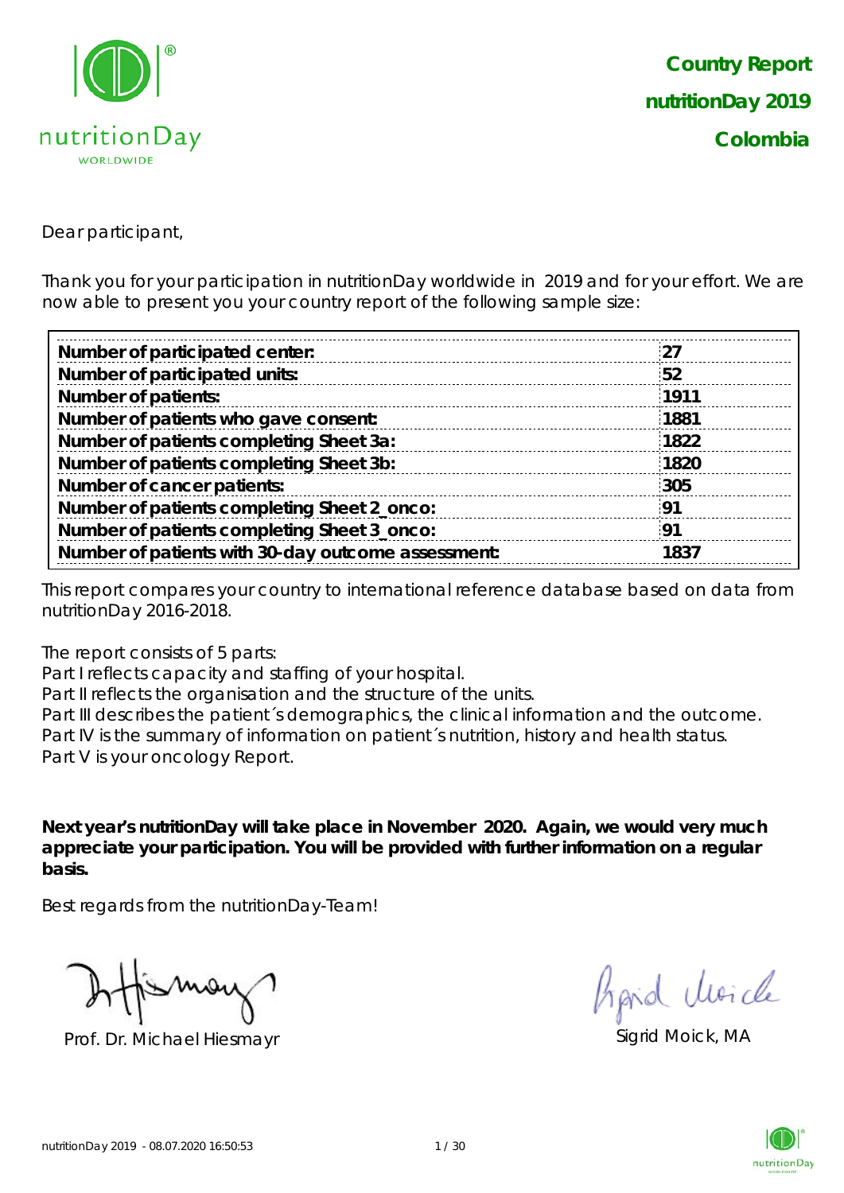# Country Report
## nutritionDay 2019
## Colombia

Dear participant,

Thank you for your participation in nutritionDay worldwide in 2019 and for your effort. We are now able to present you your country report of the following sample size:

| | |
|---|---|
| **Number of participated center:** | **27** |
| **Number of participated units:** | **52** |
| **Number of patients:** | **1911** |
| **Number of patients who gave consent:** | **1881** |
| **Number of patients completing Sheet 3a:** | **1822** |
| **Number of patients completing Sheet 3b:** | **1820** |
| **Number of cancer patients:** | **305** |
| **Number of patients completing Sheet 2_onco:** | **91** |
| **Number of patients completing Sheet 3_onco:** | **91** |
| **Number of patients with 30-day outcome assessment:** | **1837** |

This report compares your country to international reference database based on data from nutritionDay 2016-2018.

The report consists of 5 parts:
Part I reflects capacity and staffing of your hospital.
Part II reflects the organisation and the structure of the units.
Part III describes the patient´s demographics, the clinical information and the outcome.
Part IV is the summary of information on patient´s nutrition, history and health status.
Part V is your oncology Report.

**Next year's nutritionDay will take place in November 2020. Again, we would very much appreciate your participation. You will be provided with further information on a regular basis.**

Best regards from the nutritionDay-Team!

Prof. Dr. Michael Hiesmayr

Sigrid Moick, MA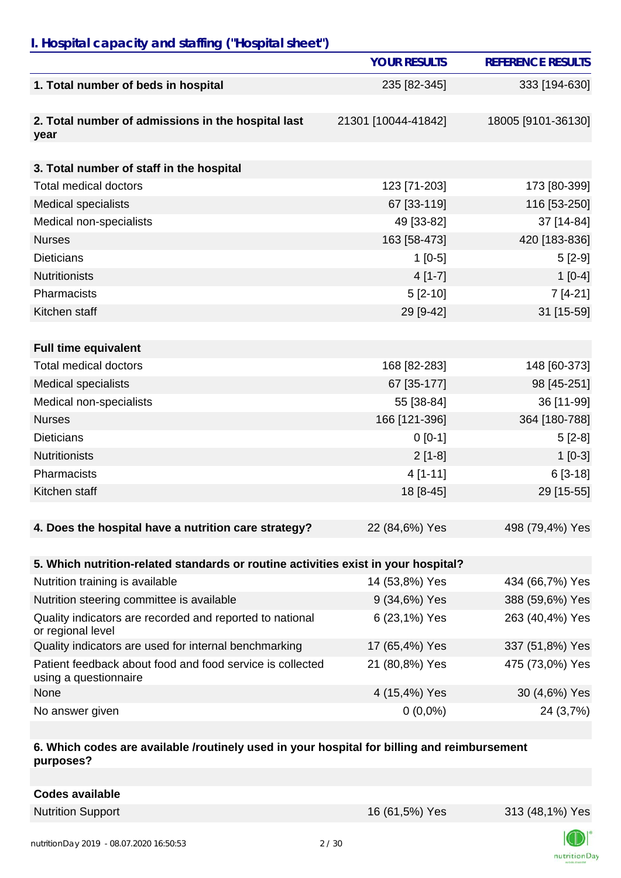## I. Hospital capacity and staffing ("Hospital sheet")

| | YOUR RESULTS | REFERENCE RESULTS |
|---|---|---|
| **1. Total number of beds in hospital** | 235 [82-345] | 333 [194-630] |
| **2. Total number of admissions in the hospital last year** | 21301 [10044-41842] | 18005 [9101-36130] |
| **3. Total number of staff in the hospital** | | |
| Total medical doctors | 123 [71-203] | 173 [80-399] |
| Medical specialists | 67 [33-119] | 116 [53-250] |
| Medical non-specialists | 49 [33-82] | 37 [14-84] |
| Nurses | 163 [58-473] | 420 [183-836] |
| Dieticians | 1 [0-5] | 5 [2-9] |
| Nutritionists | 4 [1-7] | 1 [0-4] |
| Pharmacists | 5 [2-10] | 7 [4-21] |
| Kitchen staff | 29 [9-42] | 31 [15-59] |
| **Full time equivalent** | | |
| Total medical doctors | 168 [82-283] | 148 [60-373] |
| Medical specialists | 67 [35-177] | 98 [45-251] |
| Medical non-specialists | 55 [38-84] | 36 [11-99] |
| Nurses | 166 [121-396] | 364 [180-788] |
| Dieticians | 0 [0-1] | 5 [2-8] |
| Nutritionists | 2 [1-8] | 1 [0-3] |
| Pharmacists | 4 [1-11] | 6 [3-18] |
| Kitchen staff | 18 [8-45] | 29 [15-55] |
| **4. Does the hospital have a nutrition care strategy?** | 22 (84,6%) Yes | 498 (79,4%) Yes |
| **5. Which nutrition-related standards or routine activities exist in your hospital?** | | |
| Nutrition training is available | 14 (53,8%) Yes | 434 (66,7%) Yes |
| Nutrition steering committee is available | 9 (34,6%) Yes | 388 (59,6%) Yes |
| Quality indicators are recorded and reported to national or regional level | 6 (23,1%) Yes | 263 (40,4%) Yes |
| Quality indicators are used for internal benchmarking | 17 (65,4%) Yes | 337 (51,8%) Yes |
| Patient feedback about food and food service is collected using a questionnaire | 21 (80,8%) Yes | 475 (73,0%) Yes |
| None | 4 (15,4%) Yes | 30 (4,6%) Yes |
| No answer given | 0 (0,0%) | 24 (3,7%) |
| **6. Which codes are available /routinely used in your hospital for billing and reimbursement purposes?** | | |
| **Codes available** | | |
| Nutrition Support | 16 (61,5%) Yes | 313 (48,1%) Yes |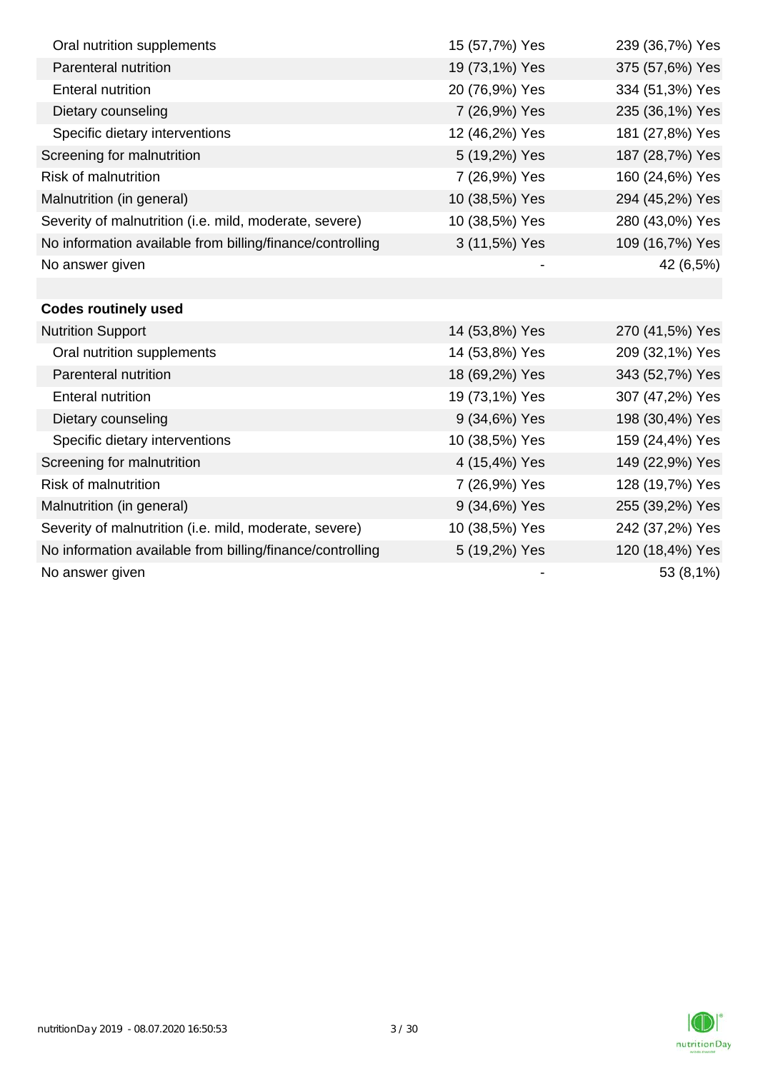| | | |
|---|---|---|
| Oral nutrition supplements | 15 (57,7%) Yes | 239 (36,7%) Yes |
| Parenteral nutrition | 19 (73,1%) Yes | 375 (57,6%) Yes |
| Enteral nutrition | 20 (76,9%) Yes | 334 (51,3%) Yes |
| Dietary counseling | 7 (26,9%) Yes | 235 (36,1%) Yes |
| Specific dietary interventions | 12 (46,2%) Yes | 181 (27,8%) Yes |
| Screening for malnutrition | 5 (19,2%) Yes | 187 (28,7%) Yes |
| Risk of malnutrition | 7 (26,9%) Yes | 160 (24,6%) Yes |
| Malnutrition (in general) | 10 (38,5%) Yes | 294 (45,2%) Yes |
| Severity of malnutrition (i.e. mild, moderate, severe) | 10 (38,5%) Yes | 280 (43,0%) Yes |
| No information available from billing/finance/controlling | 3 (11,5%) Yes | 109 (16,7%) Yes |
| No answer given | - | 42 (6,5%) |
| | | |
| **Codes routinely used** | | |
| Nutrition Support | 14 (53,8%) Yes | 270 (41,5%) Yes |
| Oral nutrition supplements | 14 (53,8%) Yes | 209 (32,1%) Yes |
| Parenteral nutrition | 18 (69,2%) Yes | 343 (52,7%) Yes |
| Enteral nutrition | 19 (73,1%) Yes | 307 (47,2%) Yes |
| Dietary counseling | 9 (34,6%) Yes | 198 (30,4%) Yes |
| Specific dietary interventions | 10 (38,5%) Yes | 159 (24,4%) Yes |
| Screening for malnutrition | 4 (15,4%) Yes | 149 (22,9%) Yes |
| Risk of malnutrition | 7 (26,9%) Yes | 128 (19,7%) Yes |
| Malnutrition (in general) | 9 (34,6%) Yes | 255 (39,2%) Yes |
| Severity of malnutrition (i.e. mild, moderate, severe) | 10 (38,5%) Yes | 242 (37,2%) Yes |
| No information available from billing/finance/controlling | 5 (19,2%) Yes | 120 (18,4%) Yes |
| No answer given | - | 53 (8,1%) |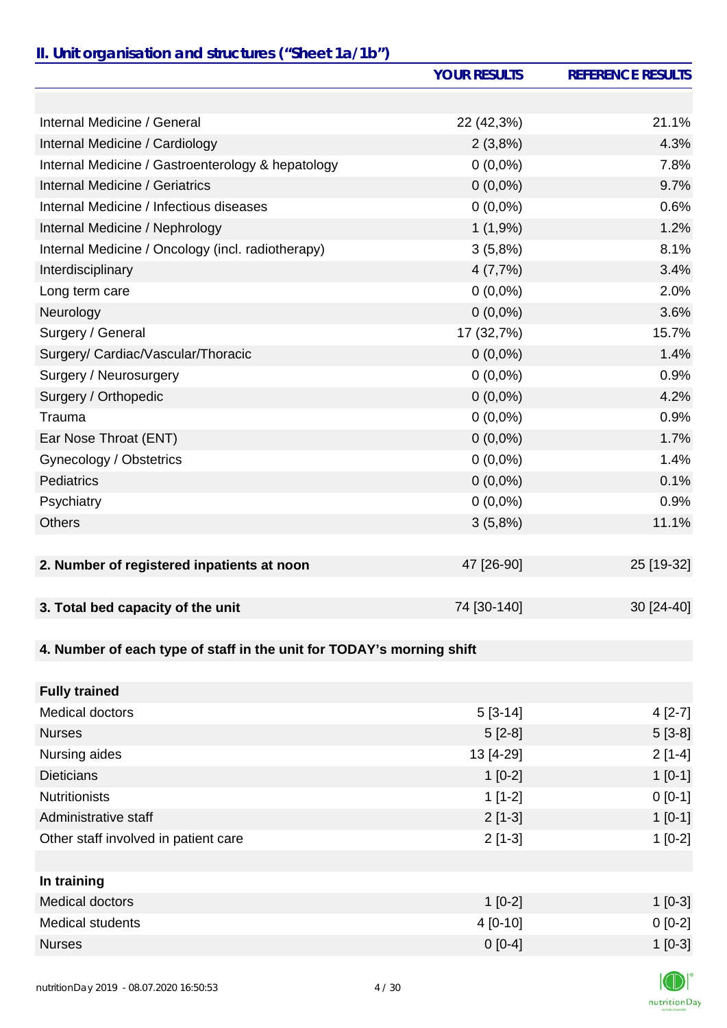## II. Unit organisation and structures ("Sheet 1a/1b")

| | YOUR RESULTS | REFERENCE RESULTS |
|---|---|---|
| | | |
| Internal Medicine / General | 22 (42,3%) | 21.1% |
| Internal Medicine / Cardiology | 2 (3,8%) | 4.3% |
| Internal Medicine / Gastroenterology & hepatology | 0 (0,0%) | 7.8% |
| Internal Medicine / Geriatrics | 0 (0,0%) | 9.7% |
| Internal Medicine / Infectious diseases | 0 (0,0%) | 0.6% |
| Internal Medicine / Nephrology | 1 (1,9%) | 1.2% |
| Internal Medicine / Oncology (incl. radiotherapy) | 3 (5,8%) | 8.1% |
| Interdisciplinary | 4 (7,7%) | 3.4% |
| Long term care | 0 (0,0%) | 2.0% |
| Neurology | 0 (0,0%) | 3.6% |
| Surgery / General | 17 (32,7%) | 15.7% |
| Surgery/ Cardiac/Vascular/Thoracic | 0 (0,0%) | 1.4% |
| Surgery / Neurosurgery | 0 (0,0%) | 0.9% |
| Surgery / Orthopedic | 0 (0,0%) | 4.2% |
| Trauma | 0 (0,0%) | 0.9% |
| Ear Nose Throat (ENT) | 0 (0,0%) | 1.7% |
| Gynecology / Obstetrics | 0 (0,0%) | 1.4% |
| Pediatrics | 0 (0,0%) | 0.1% |
| Psychiatry | 0 (0,0%) | 0.9% |
| Others | 3 (5,8%) | 11.1% |
| | | |
| **2. Number of registered inpatients at noon** | 47 [26-90] | 25 [19-32] |
| | | |
| **3. Total bed capacity of the unit** | 74 [30-140] | 30 [24-40] |
| | | |
| **4. Number of each type of staff in the unit for TODAY's morning shift** | | |
| | | |
| **Fully trained** | | |
| Medical doctors | 5 [3-14] | 4 [2-7] |
| Nurses | 5 [2-8] | 5 [3-8] |
| Nursing aides | 13 [4-29] | 2 [1-4] |
| Dieticians | 1 [0-2] | 1 [0-1] |
| Nutritionists | 1 [1-2] | 0 [0-1] |
| Administrative staff | 2 [1-3] | 1 [0-1] |
| Other staff involved in patient care | 2 [1-3] | 1 [0-2] |
| | | |
| **In training** | | |
| Medical doctors | 1 [0-2] | 1 [0-3] |
| Medical students | 4 [0-10] | 0 [0-2] |
| Nurses | 0 [0-4] | 1 [0-3] |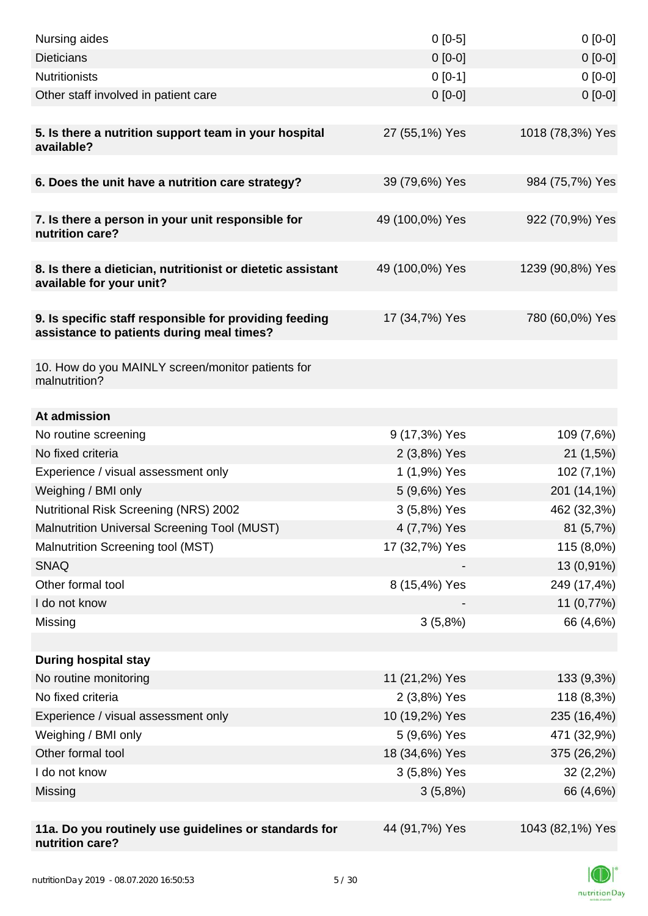| | | |
|---|---|---|
| Nursing aides | 0 [0-5] | 0 [0-0] |
| Dieticians | 0 [0-0] | 0 [0-0] |
| Nutritionists | 0 [0-1] | 0 [0-0] |
| Other staff involved in patient care | 0 [0-0] | 0 [0-0] |
| | | |
| **5. Is there a nutrition support team in your hospital available?** | 27 (55,1%) Yes | 1018 (78,3%) Yes |
| | | |
| **6. Does the unit have a nutrition care strategy?** | 39 (79,6%) Yes | 984 (75,7%) Yes |
| | | |
| **7. Is there a person in your unit responsible for nutrition care?** | 49 (100,0%) Yes | 922 (70,9%) Yes |
| | | |
| **8. Is there a dietician, nutritionist or dietetic assistant available for your unit?** | 49 (100,0%) Yes | 1239 (90,8%) Yes |
| | | |
| **9. Is specific staff responsible for providing feeding assistance to patients during meal times?** | 17 (34,7%) Yes | 780 (60,0%) Yes |
| | | |
| 10. How do you MAINLY screen/monitor patients for malnutrition? | | |
| | | |
| **At admission** | | |
| No routine screening | 9 (17,3%) Yes | 109 (7,6%) |
| No fixed criteria | 2 (3,8%) Yes | 21 (1,5%) |
| Experience / visual assessment only | 1 (1,9%) Yes | 102 (7,1%) |
| Weighing / BMI only | 5 (9,6%) Yes | 201 (14,1%) |
| Nutritional Risk Screening (NRS) 2002 | 3 (5,8%) Yes | 462 (32,3%) |
| Malnutrition Universal Screening Tool (MUST) | 4 (7,7%) Yes | 81 (5,7%) |
| Malnutrition Screening tool (MST) | 17 (32,7%) Yes | 115 (8,0%) |
| SNAQ | - | 13 (0,91%) |
| Other formal tool | 8 (15,4%) Yes | 249 (17,4%) |
| I do not know | - | 11 (0,77%) |
| Missing | 3 (5,8%) | 66 (4,6%) |
| | | |
| **During hospital stay** | | |
| No routine monitoring | 11 (21,2%) Yes | 133 (9,3%) |
| No fixed criteria | 2 (3,8%) Yes | 118 (8,3%) |
| Experience / visual assessment only | 10 (19,2%) Yes | 235 (16,4%) |
| Weighing / BMI only | 5 (9,6%) Yes | 471 (32,9%) |
| Other formal tool | 18 (34,6%) Yes | 375 (26,2%) |
| I do not know | 3 (5,8%) Yes | 32 (2,2%) |
| Missing | 3 (5,8%) | 66 (4,6%) |
| | | |
| **11a. Do you routinely use guidelines or standards for nutrition care?** | 44 (91,7%) Yes | 1043 (82,1%) Yes |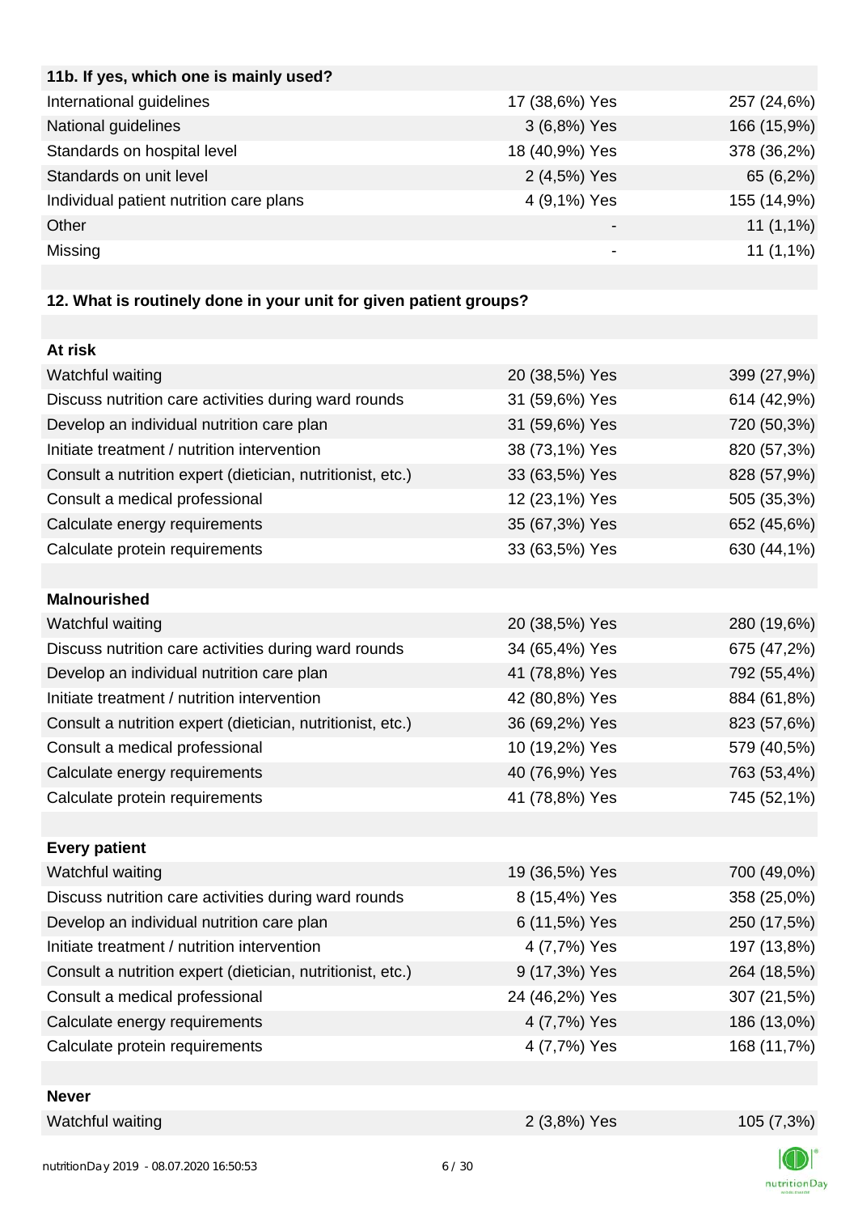| **11b. If yes, which one is mainly used?** | | |
|---|---|---|
| International guidelines | 17 (38,6%) Yes | 257 (24,6%) |
| National guidelines | 3 (6,8%) Yes | 166 (15,9%) |
| Standards on hospital level | 18 (40,9%) Yes | 378 (36,2%) |
| Standards on unit level | 2 (4,5%) Yes | 65 (6,2%) |
| Individual patient nutrition care plans | 4 (9,1%) Yes | 155 (14,9%) |
| Other | - | 11 (1,1%) |
| Missing | - | 11 (1,1%) |

**12. What is routinely done in your unit for given patient groups?**

| **At risk** | | |
|---|---|---|
| Watchful waiting | 20 (38,5%) Yes | 399 (27,9%) |
| Discuss nutrition care activities during ward rounds | 31 (59,6%) Yes | 614 (42,9%) |
| Develop an individual nutrition care plan | 31 (59,6%) Yes | 720 (50,3%) |
| Initiate treatment / nutrition intervention | 38 (73,1%) Yes | 820 (57,3%) |
| Consult a nutrition expert (dietician, nutritionist, etc.) | 33 (63,5%) Yes | 828 (57,9%) |
| Consult a medical professional | 12 (23,1%) Yes | 505 (35,3%) |
| Calculate energy requirements | 35 (67,3%) Yes | 652 (45,6%) |
| Calculate protein requirements | 33 (63,5%) Yes | 630 (44,1%) |
| | | |
| **Malnourished** | | |
| Watchful waiting | 20 (38,5%) Yes | 280 (19,6%) |
| Discuss nutrition care activities during ward rounds | 34 (65,4%) Yes | 675 (47,2%) |
| Develop an individual nutrition care plan | 41 (78,8%) Yes | 792 (55,4%) |
| Initiate treatment / nutrition intervention | 42 (80,8%) Yes | 884 (61,8%) |
| Consult a nutrition expert (dietician, nutritionist, etc.) | 36 (69,2%) Yes | 823 (57,6%) |
| Consult a medical professional | 10 (19,2%) Yes | 579 (40,5%) |
| Calculate energy requirements | 40 (76,9%) Yes | 763 (53,4%) |
| Calculate protein requirements | 41 (78,8%) Yes | 745 (52,1%) |
| | | |
| **Every patient** | | |
| Watchful waiting | 19 (36,5%) Yes | 700 (49,0%) |
| Discuss nutrition care activities during ward rounds | 8 (15,4%) Yes | 358 (25,0%) |
| Develop an individual nutrition care plan | 6 (11,5%) Yes | 250 (17,5%) |
| Initiate treatment / nutrition intervention | 4 (7,7%) Yes | 197 (13,8%) |
| Consult a nutrition expert (dietician, nutritionist, etc.) | 9 (17,3%) Yes | 264 (18,5%) |
| Consult a medical professional | 24 (46,2%) Yes | 307 (21,5%) |
| Calculate energy requirements | 4 (7,7%) Yes | 186 (13,0%) |
| Calculate protein requirements | 4 (7,7%) Yes | 168 (11,7%) |
| | | |
| **Never** | | |
| Watchful waiting | 2 (3,8%) Yes | 105 (7,3%) |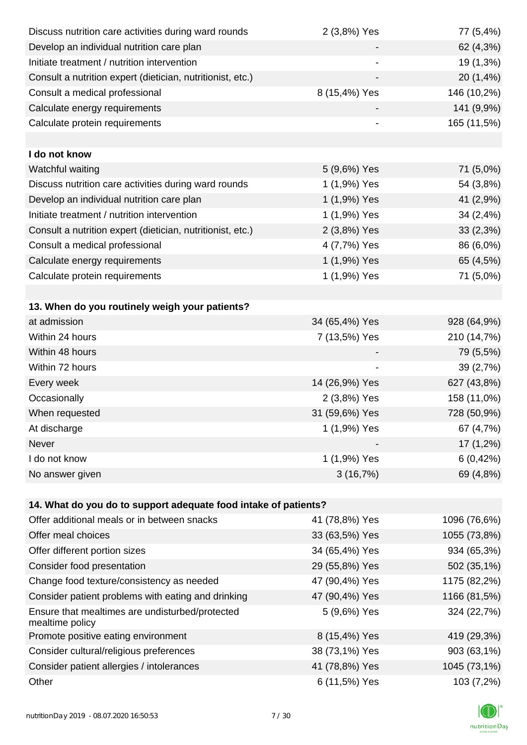| | | |
|---|---|---|
| Discuss nutrition care activities during ward rounds | 2 (3,8%) Yes | 77 (5,4%) |
| Develop an individual nutrition care plan | - | 62 (4,3%) |
| Initiate treatment / nutrition intervention | - | 19 (1,3%) |
| Consult a nutrition expert (dietician, nutritionist, etc.) | - | 20 (1,4%) |
| Consult a medical professional | 8 (15,4%) Yes | 146 (10,2%) |
| Calculate energy requirements | - | 141 (9,9%) |
| Calculate protein requirements | - | 165 (11,5%) |
| | | |
| **I do not know** | | |
| Watchful waiting | 5 (9,6%) Yes | 71 (5,0%) |
| Discuss nutrition care activities during ward rounds | 1 (1,9%) Yes | 54 (3,8%) |
| Develop an individual nutrition care plan | 1 (1,9%) Yes | 41 (2,9%) |
| Initiate treatment / nutrition intervention | 1 (1,9%) Yes | 34 (2,4%) |
| Consult a nutrition expert (dietician, nutritionist, etc.) | 2 (3,8%) Yes | 33 (2,3%) |
| Consult a medical professional | 4 (7,7%) Yes | 86 (6,0%) |
| Calculate energy requirements | 1 (1,9%) Yes | 65 (4,5%) |
| Calculate protein requirements | 1 (1,9%) Yes | 71 (5,0%) |

| **13. When do you routinely weigh your patients?** | | |
|---|---|---|
| at admission | 34 (65,4%) Yes | 928 (64,9%) |
| Within 24 hours | 7 (13,5%) Yes | 210 (14,7%) |
| Within 48 hours | - | 79 (5,5%) |
| Within 72 hours | - | 39 (2,7%) |
| Every week | 14 (26,9%) Yes | 627 (43,8%) |
| Occasionally | 2 (3,8%) Yes | 158 (11,0%) |
| When requested | 31 (59,6%) Yes | 728 (50,9%) |
| At discharge | 1 (1,9%) Yes | 67 (4,7%) |
| Never | - | 17 (1,2%) |
| I do not know | 1 (1,9%) Yes | 6 (0,42%) |
| No answer given | 3 (16,7%) | 69 (4,8%) |

| **14. What do you do to support adequate food intake of patients?** | | |
|---|---|---|
| Offer additional meals or in between snacks | 41 (78,8%) Yes | 1096 (76,6%) |
| Offer meal choices | 33 (63,5%) Yes | 1055 (73,8%) |
| Offer different portion sizes | 34 (65,4%) Yes | 934 (65,3%) |
| Consider food presentation | 29 (55,8%) Yes | 502 (35,1%) |
| Change food texture/consistency as needed | 47 (90,4%) Yes | 1175 (82,2%) |
| Consider patient problems with eating and drinking | 47 (90,4%) Yes | 1166 (81,5%) |
| Ensure that mealtimes are undisturbed/protected mealtime policy | 5 (9,6%) Yes | 324 (22,7%) |
| Promote positive eating environment | 8 (15,4%) Yes | 419 (29,3%) |
| Consider cultural/religious preferences | 38 (73,1%) Yes | 903 (63,1%) |
| Consider patient allergies / intolerances | 41 (78,8%) Yes | 1045 (73,1%) |
| Other | 6 (11,5%) Yes | 103 (7,2%) |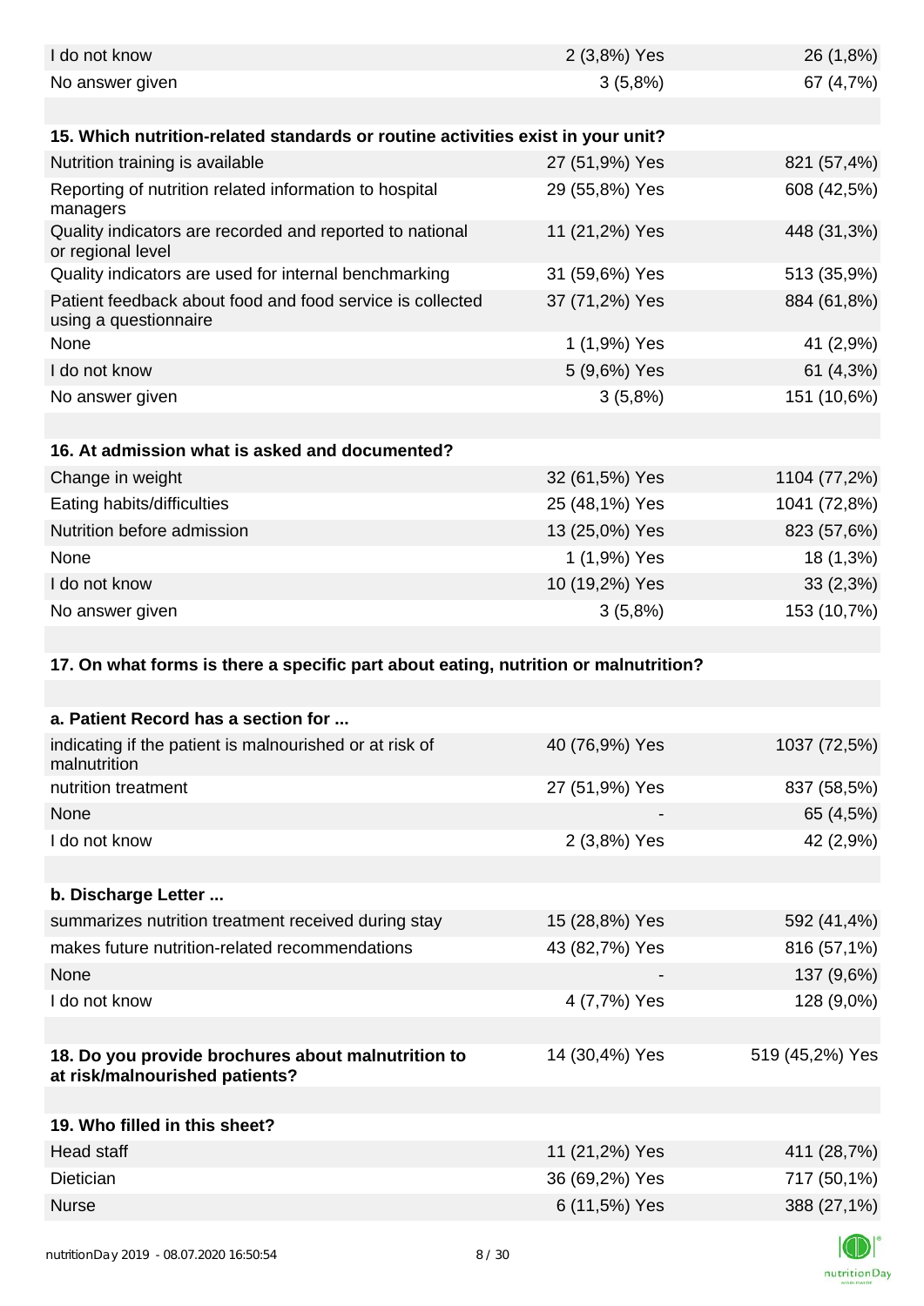| | | |
|---|---|---|
| I do not know | 2 (3,8%) Yes | 26 (1,8%) |
| No answer given | 3 (5,8%) | 67 (4,7%) |

| 15. Which nutrition-related standards or routine activities exist in your unit? | | |
|---|---|---|
| Nutrition training is available | 27 (51,9%) Yes | 821 (57,4%) |
| Reporting of nutrition related information to hospital managers | 29 (55,8%) Yes | 608 (42,5%) |
| Quality indicators are recorded and reported to national or regional level | 11 (21,2%) Yes | 448 (31,3%) |
| Quality indicators are used for internal benchmarking | 31 (59,6%) Yes | 513 (35,9%) |
| Patient feedback about food and food service is collected using a questionnaire | 37 (71,2%) Yes | 884 (61,8%) |
| None | 1 (1,9%) Yes | 41 (2,9%) |
| I do not know | 5 (9,6%) Yes | 61 (4,3%) |
| No answer given | 3 (5,8%) | 151 (10,6%) |

| 16. At admission what is asked and documented? | | |
|---|---|---|
| Change in weight | 32 (61,5%) Yes | 1104 (77,2%) |
| Eating habits/difficulties | 25 (48,1%) Yes | 1041 (72,8%) |
| Nutrition before admission | 13 (25,0%) Yes | 823 (57,6%) |
| None | 1 (1,9%) Yes | 18 (1,3%) |
| I do not know | 10 (19,2%) Yes | 33 (2,3%) |
| No answer given | 3 (5,8%) | 153 (10,7%) |

**17. On what forms is there a specific part about eating, nutrition or malnutrition?**

| a. Patient Record has a section for ... | | |
|---|---|---|
| indicating if the patient is malnourished or at risk of malnutrition | 40 (76,9%) Yes | 1037 (72,5%) |
| nutrition treatment | 27 (51,9%) Yes | 837 (58,5%) |
| None | - | 65 (4,5%) |
| I do not know | 2 (3,8%) Yes | 42 (2,9%) |

| b. Discharge Letter ... | | |
|---|---|---|
| summarizes nutrition treatment received during stay | 15 (28,8%) Yes | 592 (41,4%) |
| makes future nutrition-related recommendations | 43 (82,7%) Yes | 816 (57,1%) |
| None | - | 137 (9,6%) |
| I do not know | 4 (7,7%) Yes | 128 (9,0%) |

| 18. Do you provide brochures about malnutrition to at risk/malnourished patients? | 14 (30,4%) Yes | 519 (45,2%) Yes |
|---|---|---|

| 19. Who filled in this sheet? | | |
|---|---|---|
| Head staff | 11 (21,2%) Yes | 411 (28,7%) |
| Dietician | 36 (69,2%) Yes | 717 (50,1%) |
| Nurse | 6 (11,5%) Yes | 388 (27,1%) |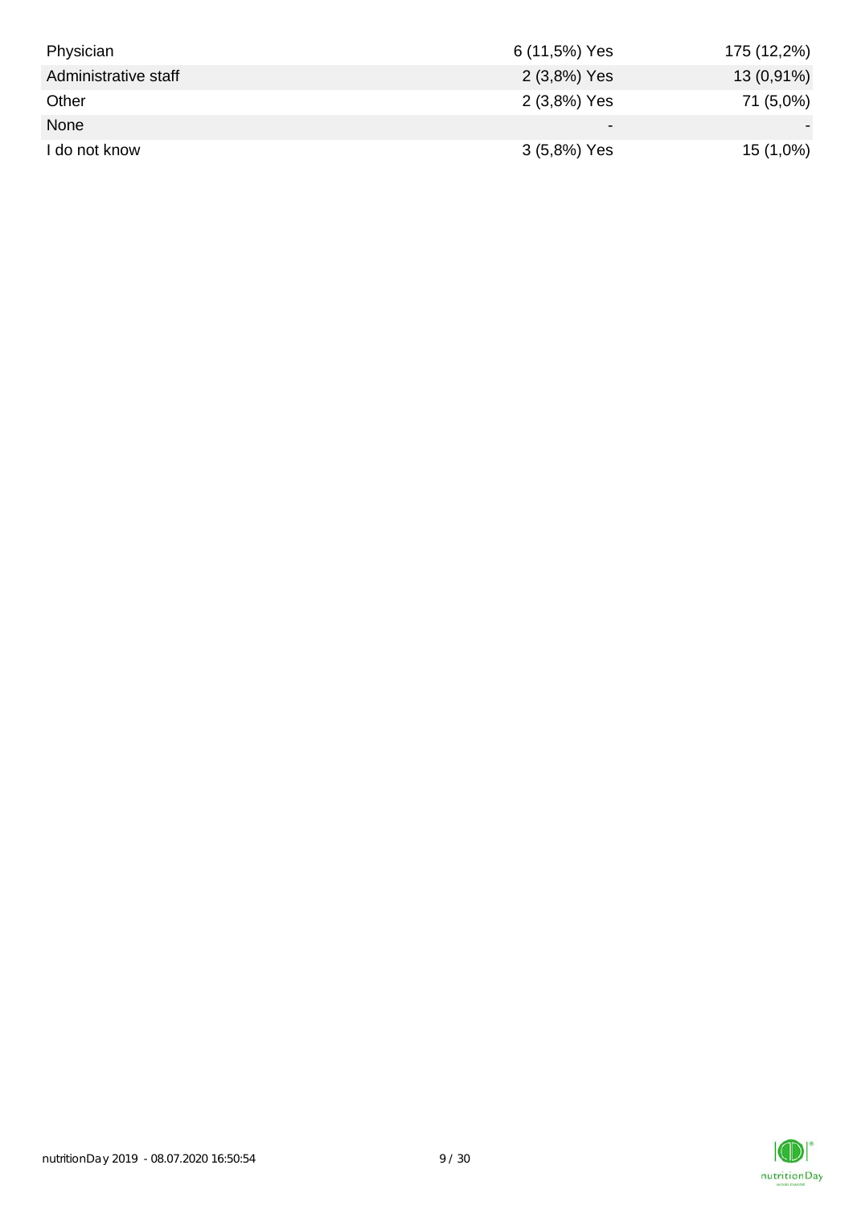| | | |
|---|---|---|
| Physician | 6 (11,5%) Yes | 175 (12,2%) |
| Administrative staff | 2 (3,8%) Yes | 13 (0,91%) |
| Other | 2 (3,8%) Yes | 71 (5,0%) |
| None | - | - |
| I do not know | 3 (5,8%) Yes | 15 (1,0%) |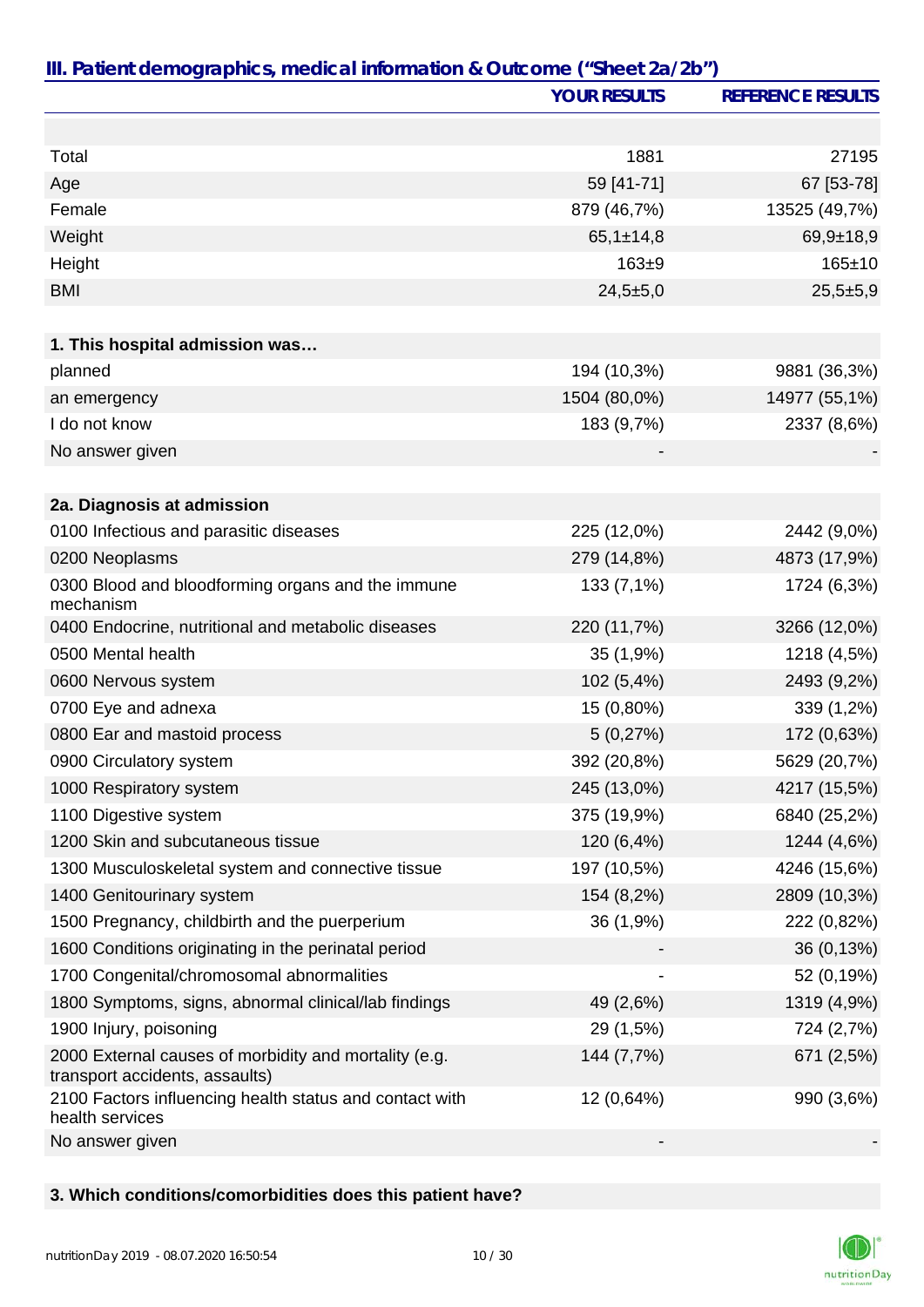## III. Patient demographics, medical information & Outcome ("Sheet 2a/2b")

| | YOUR RESULTS | REFERENCE RESULTS |
|---|---|---|
| | | |
| Total | 1881 | 27195 |
| Age | 59 [41-71] | 67 [53-78] |
| Female | 879 (46,7%) | 13525 (49,7%) |
| Weight | 65,1±14,8 | 69,9±18,9 |
| Height | 163±9 | 165±10 |
| BMI | 24,5±5,0 | 25,5±5,9 |
| | | |
| **1. This hospital admission was…** | | |
| planned | 194 (10,3%) | 9881 (36,3%) |
| an emergency | 1504 (80,0%) | 14977 (55,1%) |
| I do not know | 183 (9,7%) | 2337 (8,6%) |
| No answer given | - | - |
| | | |
| **2a. Diagnosis at admission** | | |
| 0100 Infectious and parasitic diseases | 225 (12,0%) | 2442 (9,0%) |
| 0200 Neoplasms | 279 (14,8%) | 4873 (17,9%) |
| 0300 Blood and bloodforming organs and the immune mechanism | 133 (7,1%) | 1724 (6,3%) |
| 0400 Endocrine, nutritional and metabolic diseases | 220 (11,7%) | 3266 (12,0%) |
| 0500 Mental health | 35 (1,9%) | 1218 (4,5%) |
| 0600 Nervous system | 102 (5,4%) | 2493 (9,2%) |
| 0700 Eye and adnexa | 15 (0,80%) | 339 (1,2%) |
| 0800 Ear and mastoid process | 5 (0,27%) | 172 (0,63%) |
| 0900 Circulatory system | 392 (20,8%) | 5629 (20,7%) |
| 1000 Respiratory system | 245 (13,0%) | 4217 (15,5%) |
| 1100 Digestive system | 375 (19,9%) | 6840 (25,2%) |
| 1200 Skin and subcutaneous tissue | 120 (6,4%) | 1244 (4,6%) |
| 1300 Musculoskeletal system and connective tissue | 197 (10,5%) | 4246 (15,6%) |
| 1400 Genitourinary system | 154 (8,2%) | 2809 (10,3%) |
| 1500 Pregnancy, childbirth and the puerperium | 36 (1,9%) | 222 (0,82%) |
| 1600 Conditions originating in the perinatal period | - | 36 (0,13%) |
| 1700 Congenital/chromosomal abnormalities | - | 52 (0,19%) |
| 1800 Symptoms, signs, abnormal clinical/lab findings | 49 (2,6%) | 1319 (4,9%) |
| 1900 Injury, poisoning | 29 (1,5%) | 724 (2,7%) |
| 2000 External causes of morbidity and mortality (e.g. transport accidents, assaults) | 144 (7,7%) | 671 (2,5%) |
| 2100 Factors influencing health status and contact with health services | 12 (0,64%) | 990 (3,6%) |
| No answer given | - | - |
| | | |
| **3. Which conditions/comorbidities does this patient have?** | | |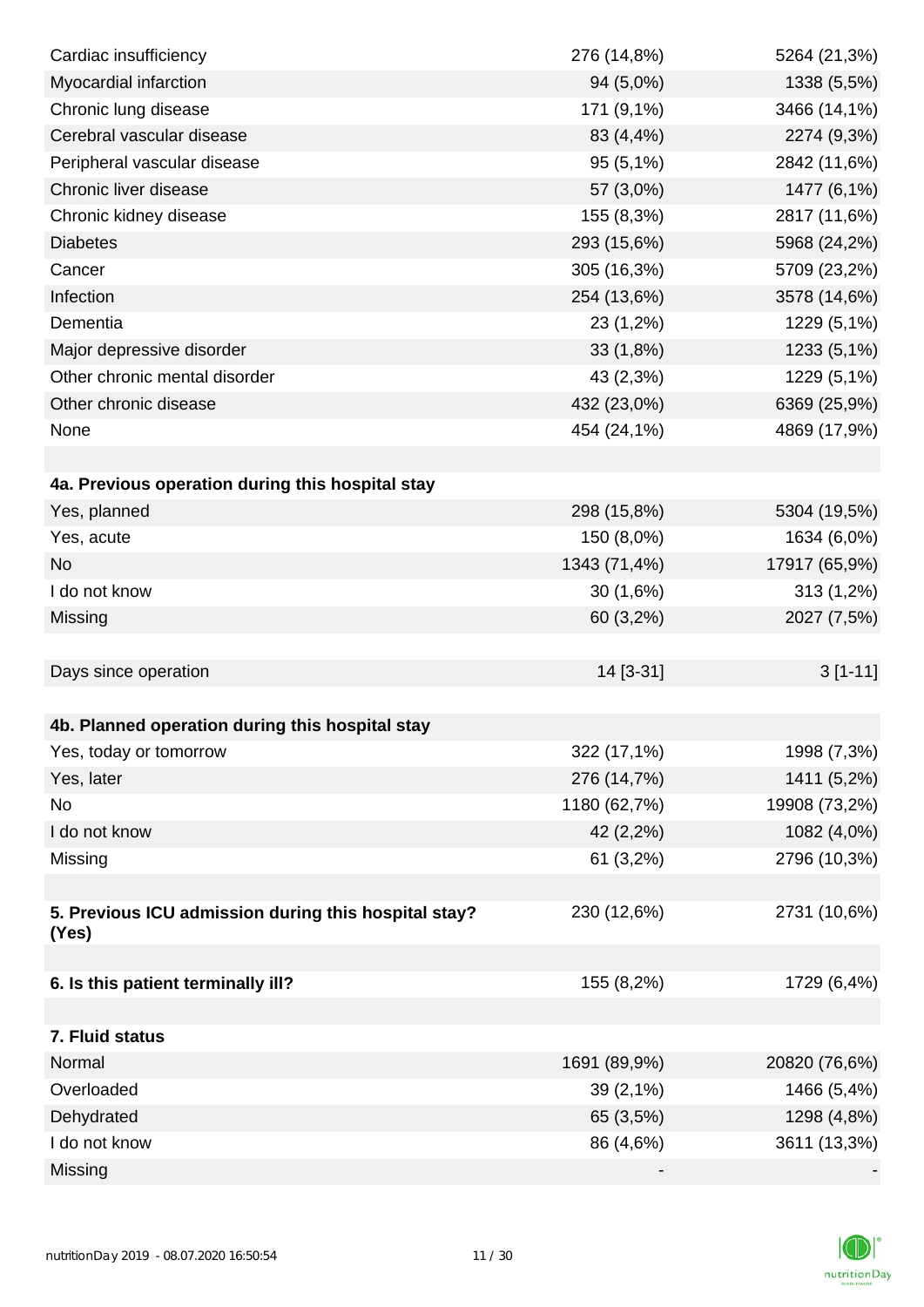| | | |
|---|---|---|
| Cardiac insufficiency | 276 (14,8%) | 5264 (21,3%) |
| Myocardial infarction | 94 (5,0%) | 1338 (5,5%) |
| Chronic lung disease | 171 (9,1%) | 3466 (14,1%) |
| Cerebral vascular disease | 83 (4,4%) | 2274 (9,3%) |
| Peripheral vascular disease | 95 (5,1%) | 2842 (11,6%) |
| Chronic liver disease | 57 (3,0%) | 1477 (6,1%) |
| Chronic kidney disease | 155 (8,3%) | 2817 (11,6%) |
| Diabetes | 293 (15,6%) | 5968 (24,2%) |
| Cancer | 305 (16,3%) | 5709 (23,2%) |
| Infection | 254 (13,6%) | 3578 (14,6%) |
| Dementia | 23 (1,2%) | 1229 (5,1%) |
| Major depressive disorder | 33 (1,8%) | 1233 (5,1%) |
| Other chronic mental disorder | 43 (2,3%) | 1229 (5,1%) |
| Other chronic disease | 432 (23,0%) | 6369 (25,9%) |
| None | 454 (24,1%) | 4869 (17,9%) |
| | | |
| **4a. Previous operation during this hospital stay** | | |
| Yes, planned | 298 (15,8%) | 5304 (19,5%) |
| Yes, acute | 150 (8,0%) | 1634 (6,0%) |
| No | 1343 (71,4%) | 17917 (65,9%) |
| I do not know | 30 (1,6%) | 313 (1,2%) |
| Missing | 60 (3,2%) | 2027 (7,5%) |
| | | |
| Days since operation | 14 [3-31] | 3 [1-11] |
| | | |
| **4b. Planned operation during this hospital stay** | | |
| Yes, today or tomorrow | 322 (17,1%) | 1998 (7,3%) |
| Yes, later | 276 (14,7%) | 1411 (5,2%) |
| No | 1180 (62,7%) | 19908 (73,2%) |
| I do not know | 42 (2,2%) | 1082 (4,0%) |
| Missing | 61 (3,2%) | 2796 (10,3%) |
| | | |
| **5. Previous ICU admission during this hospital stay? (Yes)** | 230 (12,6%) | 2731 (10,6%) |
| | | |
| **6. Is this patient terminally ill?** | 155 (8,2%) | 1729 (6,4%) |
| | | |
| **7. Fluid status** | | |
| Normal | 1691 (89,9%) | 20820 (76,6%) |
| Overloaded | 39 (2,1%) | 1466 (5,4%) |
| Dehydrated | 65 (3,5%) | 1298 (4,8%) |
| I do not know | 86 (4,6%) | 3611 (13,3%) |
| Missing | - | - |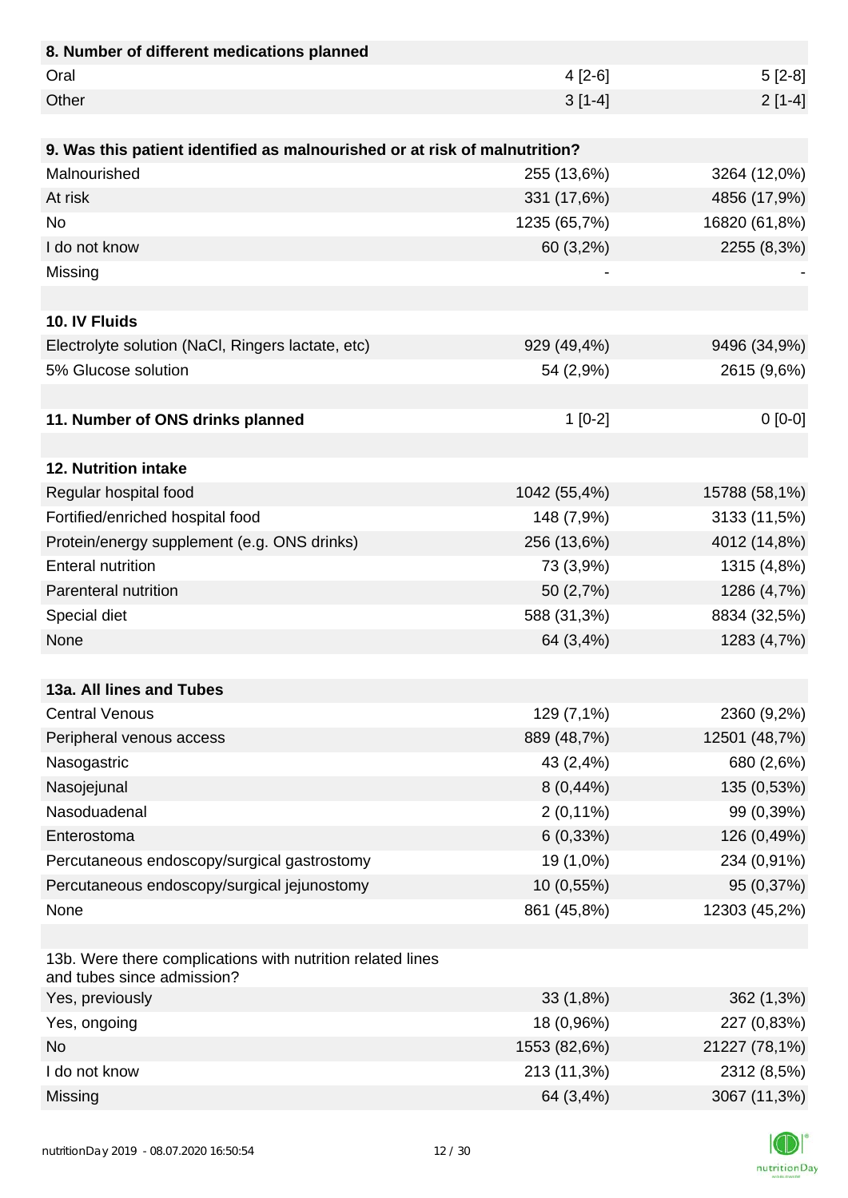| 8. Number of different medications planned | | |
|---|---|---|
| Oral | 4 [2-6] | 5 [2-8] |
| Other | 3 [1-4] | 2 [1-4] |

| 9. Was this patient identified as malnourished or at risk of malnutrition? | | |
|---|---|---|
| Malnourished | 255 (13,6%) | 3264 (12,0%) |
| At risk | 331 (17,6%) | 4856 (17,9%) |
| No | 1235 (65,7%) | 16820 (61,8%) |
| I do not know | 60 (3,2%) | 2255 (8,3%) |
| Missing | - | - |

| 10. IV Fluids | | |
|---|---|---|
| Electrolyte solution (NaCl, Ringers lactate, etc) | 929 (49,4%) | 9496 (34,9%) |
| 5% Glucose solution | 54 (2,9%) | 2615 (9,6%) |

| 11. Number of ONS drinks planned | 1 [0-2] | 0 [0-0] |
|---|---|---|

| 12. Nutrition intake | | |
|---|---|---|
| Regular hospital food | 1042 (55,4%) | 15788 (58,1%) |
| Fortified/enriched hospital food | 148 (7,9%) | 3133 (11,5%) |
| Protein/energy supplement (e.g. ONS drinks) | 256 (13,6%) | 4012 (14,8%) |
| Enteral nutrition | 73 (3,9%) | 1315 (4,8%) |
| Parenteral nutrition | 50 (2,7%) | 1286 (4,7%) |
| Special diet | 588 (31,3%) | 8834 (32,5%) |
| None | 64 (3,4%) | 1283 (4,7%) |

| 13a. All lines and Tubes | | |
|---|---|---|
| Central Venous | 129 (7,1%) | 2360 (9,2%) |
| Peripheral venous access | 889 (48,7%) | 12501 (48,7%) |
| Nasogastric | 43 (2,4%) | 680 (2,6%) |
| Nasojejunal | 8 (0,44%) | 135 (0,53%) |
| Nasoduadenal | 2 (0,11%) | 99 (0,39%) |
| Enterostoma | 6 (0,33%) | 126 (0,49%) |
| Percutaneous endoscopy/surgical gastrostomy | 19 (1,0%) | 234 (0,91%) |
| Percutaneous endoscopy/surgical jejunostomy | 10 (0,55%) | 95 (0,37%) |
| None | 861 (45,8%) | 12303 (45,2%) |

| 13b. Were there complications with nutrition related lines and tubes since admission? | | |
|---|---|---|
| Yes, previously | 33 (1,8%) | 362 (1,3%) |
| Yes, ongoing | 18 (0,96%) | 227 (0,83%) |
| No | 1553 (82,6%) | 21227 (78,1%) |
| I do not know | 213 (11,3%) | 2312 (8,5%) |
| Missing | 64 (3,4%) | 3067 (11,3%) |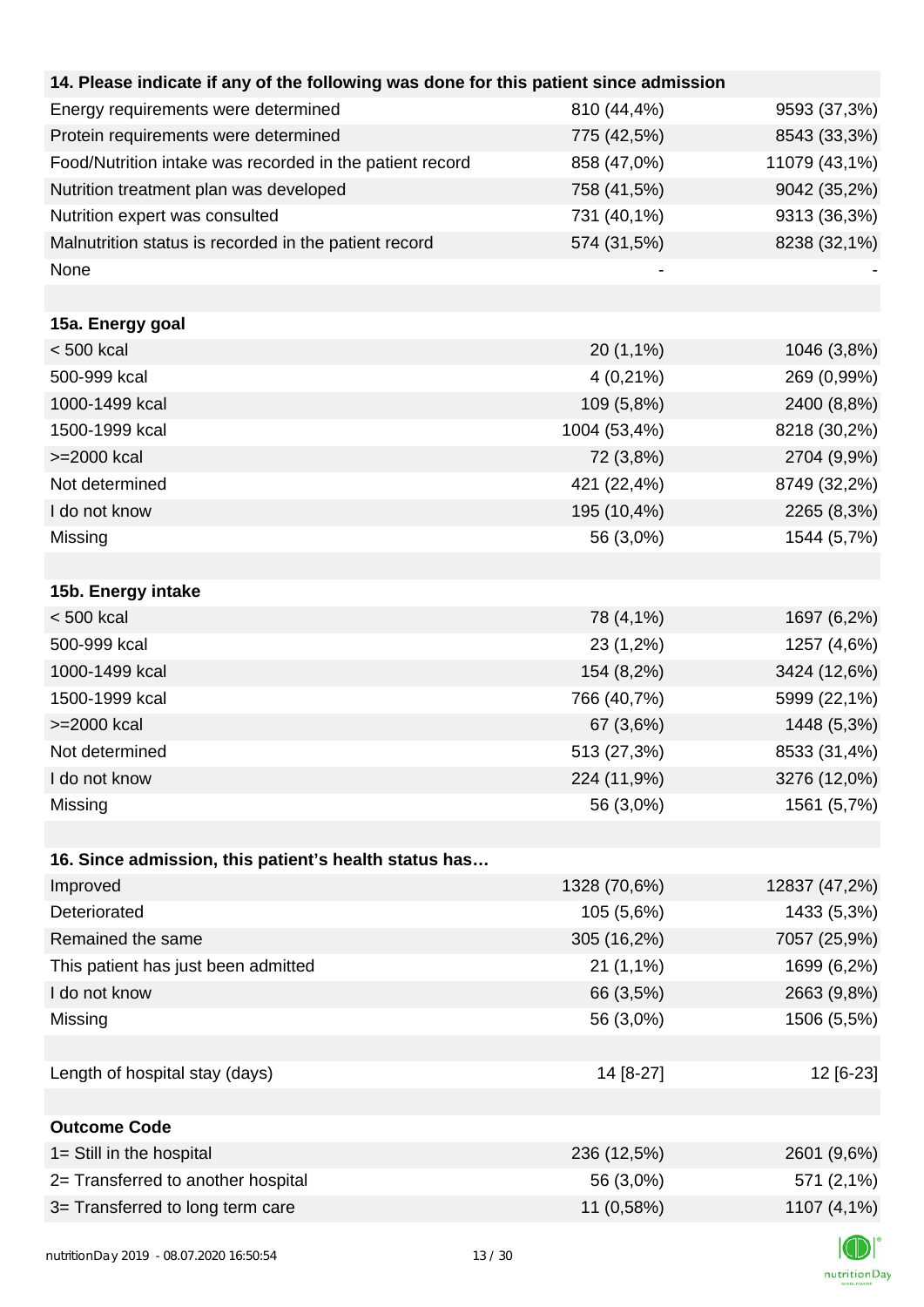| 14. Please indicate if any of the following was done for this patient since admission | | |
|---|---|---|
| Energy requirements were determined | 810 (44,4%) | 9593 (37,3%) |
| Protein requirements were determined | 775 (42,5%) | 8543 (33,3%) |
| Food/Nutrition intake was recorded in the patient record | 858 (47,0%) | 11079 (43,1%) |
| Nutrition treatment plan was developed | 758 (41,5%) | 9042 (35,2%) |
| Nutrition expert was consulted | 731 (40,1%) | 9313 (36,3%) |
| Malnutrition status is recorded in the patient record | 574 (31,5%) | 8238 (32,1%) |
| None | - | - |
| | | |
| **15a. Energy goal** | | |
| < 500 kcal | 20 (1,1%) | 1046 (3,8%) |
| 500-999 kcal | 4 (0,21%) | 269 (0,99%) |
| 1000-1499 kcal | 109 (5,8%) | 2400 (8,8%) |
| 1500-1999 kcal | 1004 (53,4%) | 8218 (30,2%) |
| >=2000 kcal | 72 (3,8%) | 2704 (9,9%) |
| Not determined | 421 (22,4%) | 8749 (32,2%) |
| I do not know | 195 (10,4%) | 2265 (8,3%) |
| Missing | 56 (3,0%) | 1544 (5,7%) |
| | | |
| **15b. Energy intake** | | |
| < 500 kcal | 78 (4,1%) | 1697 (6,2%) |
| 500-999 kcal | 23 (1,2%) | 1257 (4,6%) |
| 1000-1499 kcal | 154 (8,2%) | 3424 (12,6%) |
| 1500-1999 kcal | 766 (40,7%) | 5999 (22,1%) |
| >=2000 kcal | 67 (3,6%) | 1448 (5,3%) |
| Not determined | 513 (27,3%) | 8533 (31,4%) |
| I do not know | 224 (11,9%) | 3276 (12,0%) |
| Missing | 56 (3,0%) | 1561 (5,7%) |
| | | |
| **16. Since admission, this patient's health status has…** | | |
| Improved | 1328 (70,6%) | 12837 (47,2%) |
| Deteriorated | 105 (5,6%) | 1433 (5,3%) |
| Remained the same | 305 (16,2%) | 7057 (25,9%) |
| This patient has just been admitted | 21 (1,1%) | 1699 (6,2%) |
| I do not know | 66 (3,5%) | 2663 (9,8%) |
| Missing | 56 (3,0%) | 1506 (5,5%) |
| | | |
| Length of hospital stay (days) | 14 [8-27] | 12 [6-23] |
| | | |
| **Outcome Code** | | |
| 1= Still in the hospital | 236 (12,5%) | 2601 (9,6%) |
| 2= Transferred to another hospital | 56 (3,0%) | 571 (2,1%) |
| 3= Transferred to long term care | 11 (0,58%) | 1107 (4,1%) |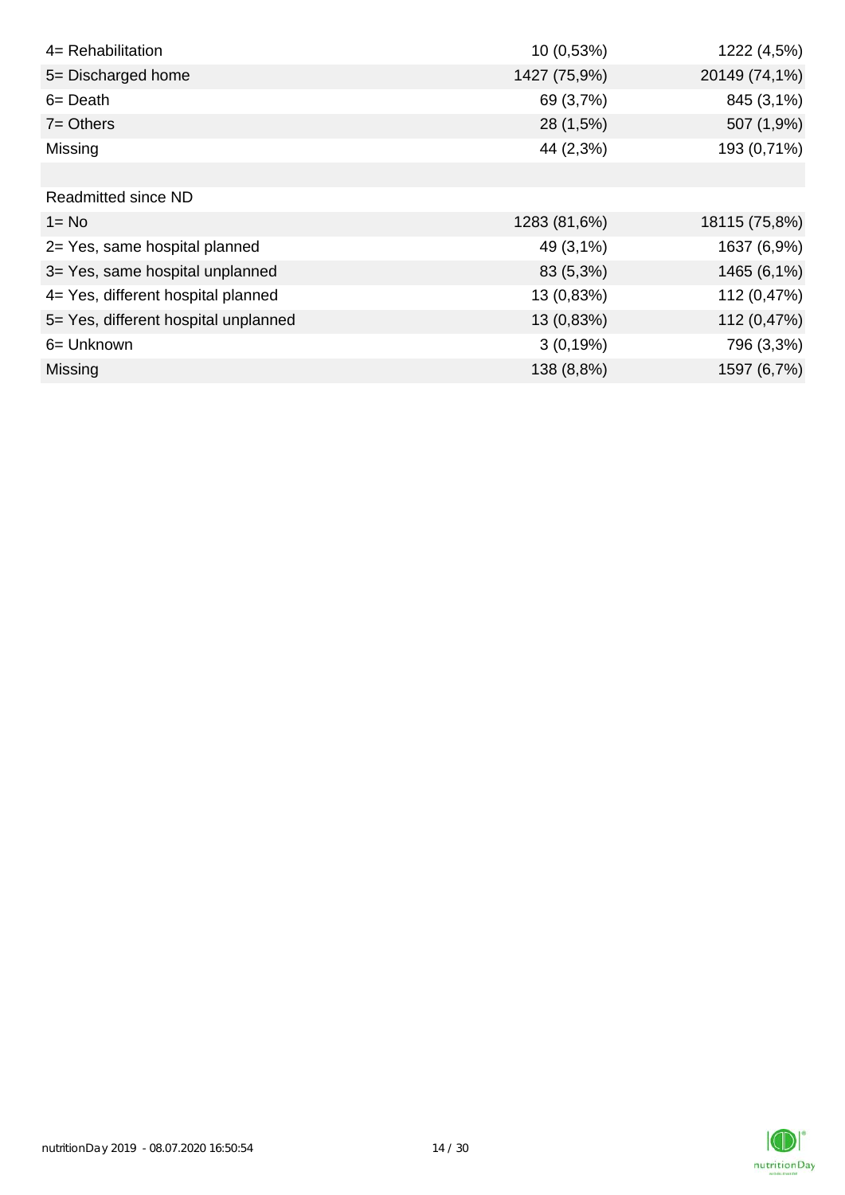| | | |
|---|---|---|
| 4= Rehabilitation | 10 (0,53%) | 1222 (4,5%) |
| 5= Discharged home | 1427 (75,9%) | 20149 (74,1%) |
| 6= Death | 69 (3,7%) | 845 (3,1%) |
| 7= Others | 28 (1,5%) | 507 (1,9%) |
| Missing | 44 (2,3%) | 193 (0,71%) |
| | | |
| Readmitted since ND | | |
| 1= No | 1283 (81,6%) | 18115 (75,8%) |
| 2= Yes, same hospital planned | 49 (3,1%) | 1637 (6,9%) |
| 3= Yes, same hospital unplanned | 83 (5,3%) | 1465 (6,1%) |
| 4= Yes, different hospital planned | 13 (0,83%) | 112 (0,47%) |
| 5= Yes, different hospital unplanned | 13 (0,83%) | 112 (0,47%) |
| 6= Unknown | 3 (0,19%) | 796 (3,3%) |
| Missing | 138 (8,8%) | 1597 (6,7%) |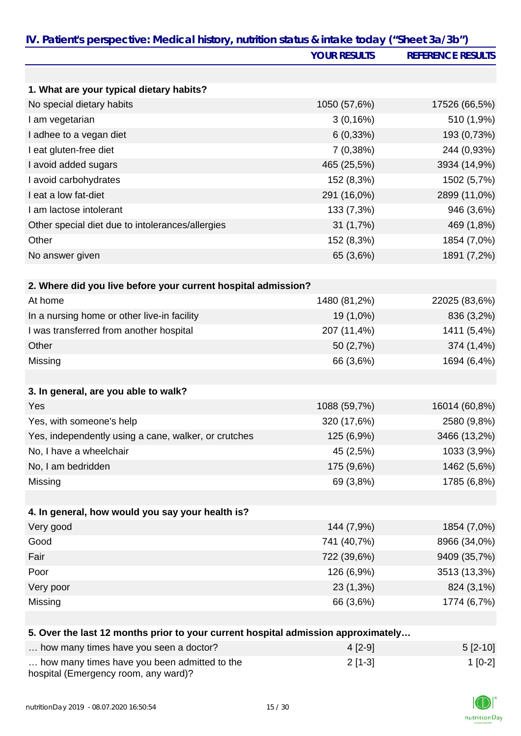## IV. Patient's perspective: Medical history, nutrition status & intake today ("Sheet 3a/3b")

| | YOUR RESULTS | REFERENCE RESULTS |
|---|---|---|
| **1. What are your typical dietary habits?** | | |
| No special dietary habits | 1050 (57,6%) | 17526 (66,5%) |
| I am vegetarian | 3 (0,16%) | 510 (1,9%) |
| I adhee to a vegan diet | 6 (0,33%) | 193 (0,73%) |
| I eat gluten-free diet | 7 (0,38%) | 244 (0,93%) |
| I avoid added sugars | 465 (25,5%) | 3934 (14,9%) |
| I avoid carbohydrates | 152 (8,3%) | 1502 (5,7%) |
| I eat a low fat-diet | 291 (16,0%) | 2899 (11,0%) |
| I am lactose intolerant | 133 (7,3%) | 946 (3,6%) |
| Other special diet due to intolerances/allergies | 31 (1,7%) | 469 (1,8%) |
| Other | 152 (8,3%) | 1854 (7,0%) |
| No answer given | 65 (3,6%) | 1891 (7,2%) |
| **2. Where did you live before your current hospital admission?** | | |
| At home | 1480 (81,2%) | 22025 (83,6%) |
| In a nursing home or other live-in facility | 19 (1,0%) | 836 (3,2%) |
| I was transferred from another hospital | 207 (11,4%) | 1411 (5,4%) |
| Other | 50 (2,7%) | 374 (1,4%) |
| Missing | 66 (3,6%) | 1694 (6,4%) |
| **3. In general, are you able to walk?** | | |
| Yes | 1088 (59,7%) | 16014 (60,8%) |
| Yes, with someone's help | 320 (17,6%) | 2580 (9,8%) |
| Yes, independently using a cane, walker, or crutches | 125 (6,9%) | 3466 (13,2%) |
| No, I have a wheelchair | 45 (2,5%) | 1033 (3,9%) |
| No, I am bedridden | 175 (9,6%) | 1462 (5,6%) |
| Missing | 69 (3,8%) | 1785 (6,8%) |
| **4. In general, how would you say your health is?** | | |
| Very good | 144 (7,9%) | 1854 (7,0%) |
| Good | 741 (40,7%) | 8966 (34,0%) |
| Fair | 722 (39,6%) | 9409 (35,7%) |
| Poor | 126 (6,9%) | 3513 (13,3%) |
| Very poor | 23 (1,3%) | 824 (3,1%) |
| Missing | 66 (3,6%) | 1774 (6,7%) |
| **5. Over the last 12 months prior to your current hospital admission approximately…** | | |
| … how many times have you seen a doctor? | 4 [2-9] | 5 [2-10] |
| … how many times have you been admitted to the hospital (Emergency room, any ward)? | 2 [1-3] | 1 [0-2] |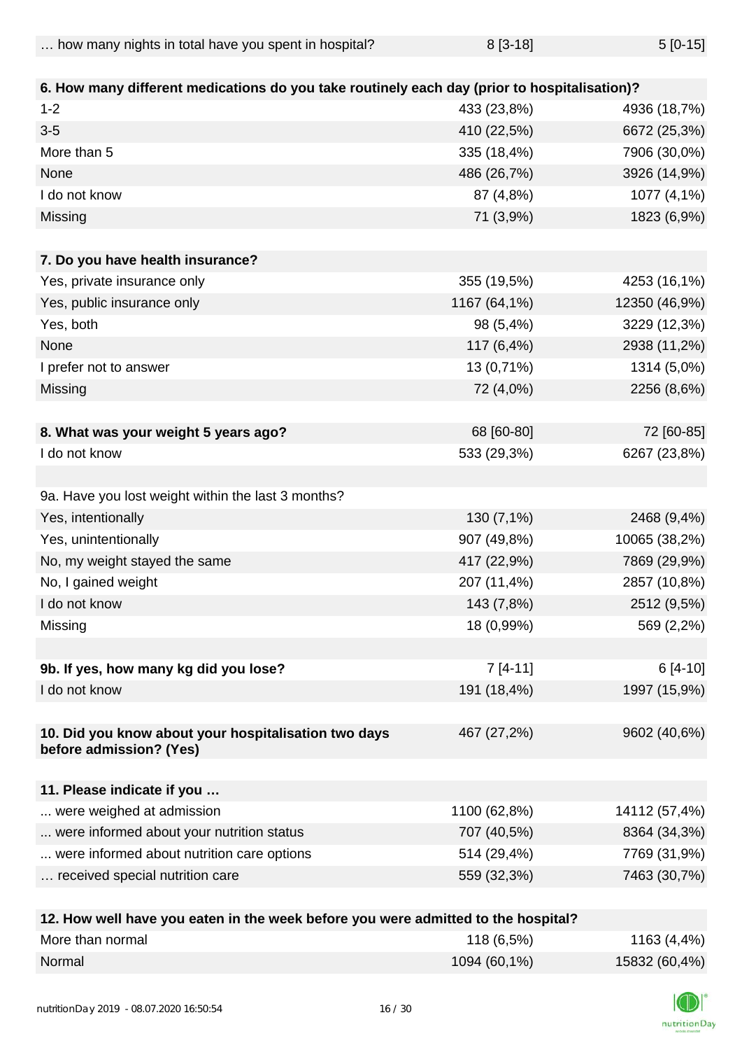| … how many nights in total have you spent in hospital? | 8 [3-18] | 5 [0-15] |
|---|---|---|
| | | |
| **6. How many different medications do you take routinely each day (prior to hospitalisation)?** | | |
| 1-2 | 433 (23,8%) | 4936 (18,7%) |
| 3-5 | 410 (22,5%) | 6672 (25,3%) |
| More than 5 | 335 (18,4%) | 7906 (30,0%) |
| None | 486 (26,7%) | 3926 (14,9%) |
| I do not know | 87 (4,8%) | 1077 (4,1%) |
| Missing | 71 (3,9%) | 1823 (6,9%) |
| | | |
| **7. Do you have health insurance?** | | |
| Yes, private insurance only | 355 (19,5%) | 4253 (16,1%) |
| Yes, public insurance only | 1167 (64,1%) | 12350 (46,9%) |
| Yes, both | 98 (5,4%) | 3229 (12,3%) |
| None | 117 (6,4%) | 2938 (11,2%) |
| I prefer not to answer | 13 (0,71%) | 1314 (5,0%) |
| Missing | 72 (4,0%) | 2256 (8,6%) |
| | | |
| **8. What was your weight 5 years ago?** | 68 [60-80] | 72 [60-85] |
| I do not know | 533 (29,3%) | 6267 (23,8%) |
| | | |
| 9a. Have you lost weight within the last 3 months? | | |
| Yes, intentionally | 130 (7,1%) | 2468 (9,4%) |
| Yes, unintentionally | 907 (49,8%) | 10065 (38,2%) |
| No, my weight stayed the same | 417 (22,9%) | 7869 (29,9%) |
| No, I gained weight | 207 (11,4%) | 2857 (10,8%) |
| I do not know | 143 (7,8%) | 2512 (9,5%) |
| Missing | 18 (0,99%) | 569 (2,2%) |
| | | |
| **9b. If yes, how many kg did you lose?** | 7 [4-11] | 6 [4-10] |
| I do not know | 191 (18,4%) | 1997 (15,9%) |
| | | |
| **10. Did you know about your hospitalisation two days before admission? (Yes)** | 467 (27,2%) | 9602 (40,6%) |
| | | |
| **11. Please indicate if you …** | | |
| ... were weighed at admission | 1100 (62,8%) | 14112 (57,4%) |
| ... were informed about your nutrition status | 707 (40,5%) | 8364 (34,3%) |
| ... were informed about nutrition care options | 514 (29,4%) | 7769 (31,9%) |
| … received special nutrition care | 559 (32,3%) | 7463 (30,7%) |
| | | |
| **12. How well have you eaten in the week before you were admitted to the hospital?** | | |
| More than normal | 118 (6,5%) | 1163 (4,4%) |
| Normal | 1094 (60,1%) | 15832 (60,4%) |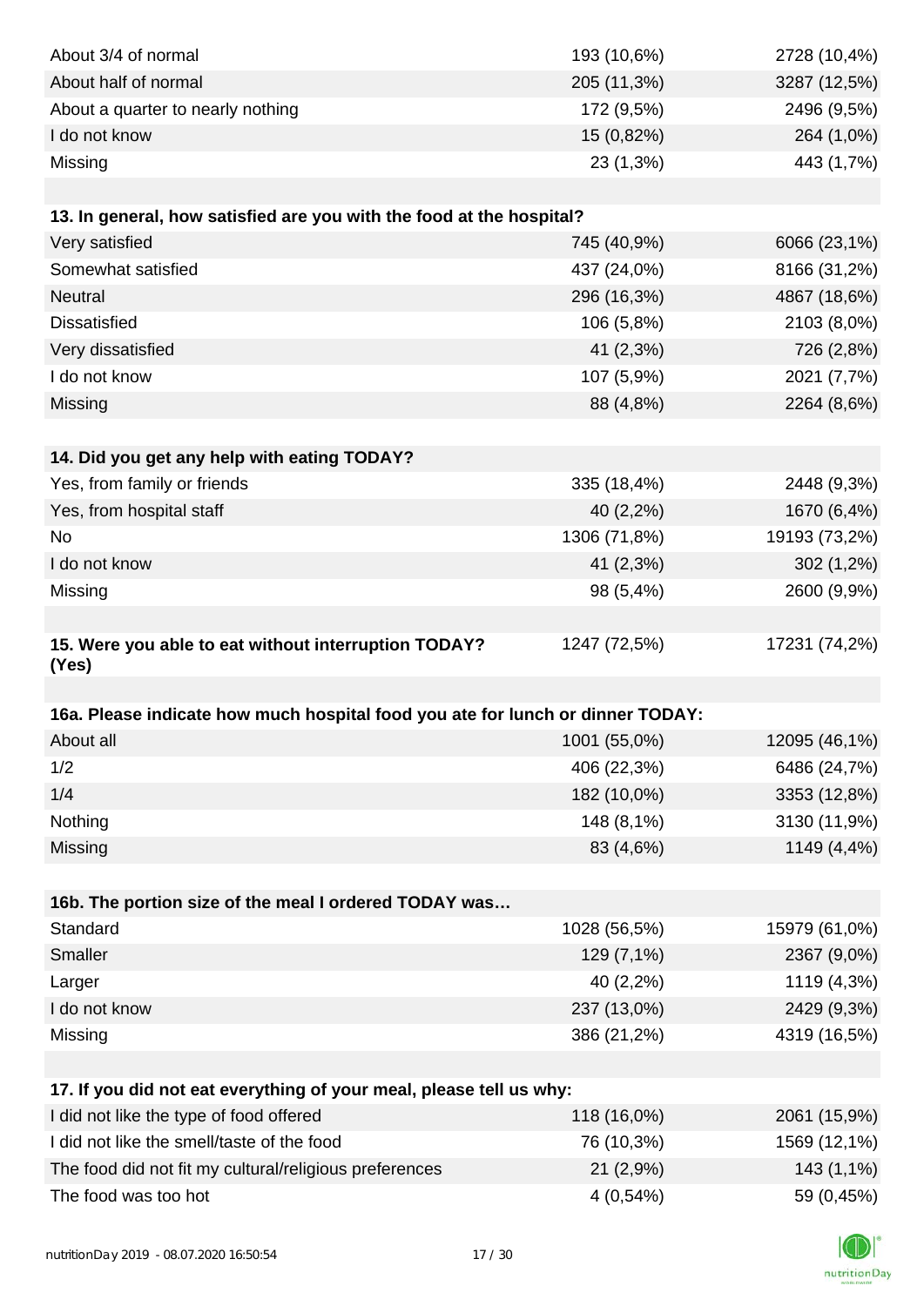| | | |
|---|---|---|
| About 3/4 of normal | 193 (10,6%) | 2728 (10,4%) |
| About half of normal | 205 (11,3%) | 3287 (12,5%) |
| About a quarter to nearly nothing | 172 (9,5%) | 2496 (9,5%) |
| I do not know | 15 (0,82%) | 264 (1,0%) |
| Missing | 23 (1,3%) | 443 (1,7%) |

| **13. In general, how satisfied are you with the food at the hospital?** | | |
|---|---|---|
| Very satisfied | 745 (40,9%) | 6066 (23,1%) |
| Somewhat satisfied | 437 (24,0%) | 8166 (31,2%) |
| Neutral | 296 (16,3%) | 4867 (18,6%) |
| Dissatisfied | 106 (5,8%) | 2103 (8,0%) |
| Very dissatisfied | 41 (2,3%) | 726 (2,8%) |
| I do not know | 107 (5,9%) | 2021 (7,7%) |
| Missing | 88 (4,8%) | 2264 (8,6%) |

| **14. Did you get any help with eating TODAY?** | | |
|---|---|---|
| Yes, from family or friends | 335 (18,4%) | 2448 (9,3%) |
| Yes, from hospital staff | 40 (2,2%) | 1670 (6,4%) |
| No | 1306 (71,8%) | 19193 (73,2%) |
| I do not know | 41 (2,3%) | 302 (1,2%) |
| Missing | 98 (5,4%) | 2600 (9,9%) |

| **15. Were you able to eat without interruption TODAY? (Yes)** | 1247 (72,5%) | 17231 (74,2%) |
|---|---|---|

| **16a. Please indicate how much hospital food you ate for lunch or dinner TODAY:** | | |
|---|---|---|
| About all | 1001 (55,0%) | 12095 (46,1%) |
| 1/2 | 406 (22,3%) | 6486 (24,7%) |
| 1/4 | 182 (10,0%) | 3353 (12,8%) |
| Nothing | 148 (8,1%) | 3130 (11,9%) |
| Missing | 83 (4,6%) | 1149 (4,4%) |

| **16b. The portion size of the meal I ordered TODAY was…** | | |
|---|---|---|
| Standard | 1028 (56,5%) | 15979 (61,0%) |
| Smaller | 129 (7,1%) | 2367 (9,0%) |
| Larger | 40 (2,2%) | 1119 (4,3%) |
| I do not know | 237 (13,0%) | 2429 (9,3%) |
| Missing | 386 (21,2%) | 4319 (16,5%) |

| **17. If you did not eat everything of your meal, please tell us why:** | | |
|---|---|---|
| I did not like the type of food offered | 118 (16,0%) | 2061 (15,9%) |
| I did not like the smell/taste of the food | 76 (10,3%) | 1569 (12,1%) |
| The food did not fit my cultural/religious preferences | 21 (2,9%) | 143 (1,1%) |
| The food was too hot | 4 (0,54%) | 59 (0,45%) |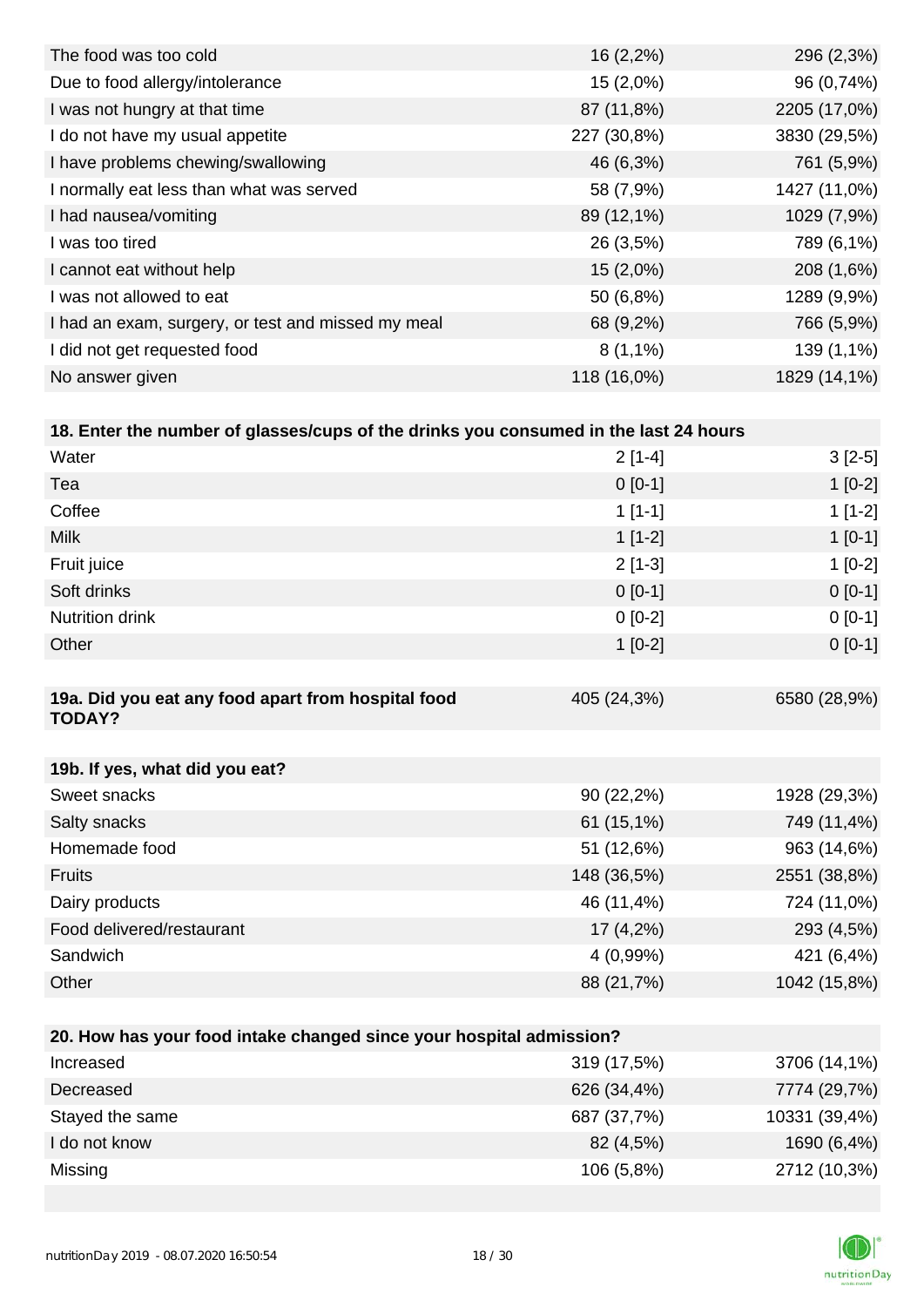| | | |
|---|---|---|
| The food was too cold | 16 (2,2%) | 296 (2,3%) |
| Due to food allergy/intolerance | 15 (2,0%) | 96 (0,74%) |
| I was not hungry at that time | 87 (11,8%) | 2205 (17,0%) |
| I do not have my usual appetite | 227 (30,8%) | 3830 (29,5%) |
| I have problems chewing/swallowing | 46 (6,3%) | 761 (5,9%) |
| I normally eat less than what was served | 58 (7,9%) | 1427 (11,0%) |
| I had nausea/vomiting | 89 (12,1%) | 1029 (7,9%) |
| I was too tired | 26 (3,5%) | 789 (6,1%) |
| I cannot eat without help | 15 (2,0%) | 208 (1,6%) |
| I was not allowed to eat | 50 (6,8%) | 1289 (9,9%) |
| I had an exam, surgery, or test and missed my meal | 68 (9,2%) | 766 (5,9%) |
| I did not get requested food | 8 (1,1%) | 139 (1,1%) |
| No answer given | 118 (16,0%) | 1829 (14,1%) |

| **18. Enter the number of glasses/cups of the drinks you consumed in the last 24 hours** | | |
|---|---|---|
| Water | 2 [1-4] | 3 [2-5] |
| Tea | 0 [0-1] | 1 [0-2] |
| Coffee | 1 [1-1] | 1 [1-2] |
| Milk | 1 [1-2] | 1 [0-1] |
| Fruit juice | 2 [1-3] | 1 [0-2] |
| Soft drinks | 0 [0-1] | 0 [0-1] |
| Nutrition drink | 0 [0-2] | 0 [0-1] |
| Other | 1 [0-2] | 0 [0-1] |

| **19a. Did you eat any food apart from hospital food TODAY?** | 405 (24,3%) | 6580 (28,9%) |
|---|---|---|

| **19b. If yes, what did you eat?** | | |
|---|---|---|
| Sweet snacks | 90 (22,2%) | 1928 (29,3%) |
| Salty snacks | 61 (15,1%) | 749 (11,4%) |
| Homemade food | 51 (12,6%) | 963 (14,6%) |
| Fruits | 148 (36,5%) | 2551 (38,8%) |
| Dairy products | 46 (11,4%) | 724 (11,0%) |
| Food delivered/restaurant | 17 (4,2%) | 293 (4,5%) |
| Sandwich | 4 (0,99%) | 421 (6,4%) |
| Other | 88 (21,7%) | 1042 (15,8%) |

| **20. How has your food intake changed since your hospital admission?** | | |
|---|---|---|
| Increased | 319 (17,5%) | 3706 (14,1%) |
| Decreased | 626 (34,4%) | 7774 (29,7%) |
| Stayed the same | 687 (37,7%) | 10331 (39,4%) |
| I do not know | 82 (4,5%) | 1690 (6,4%) |
| Missing | 106 (5,8%) | 2712 (10,3%) |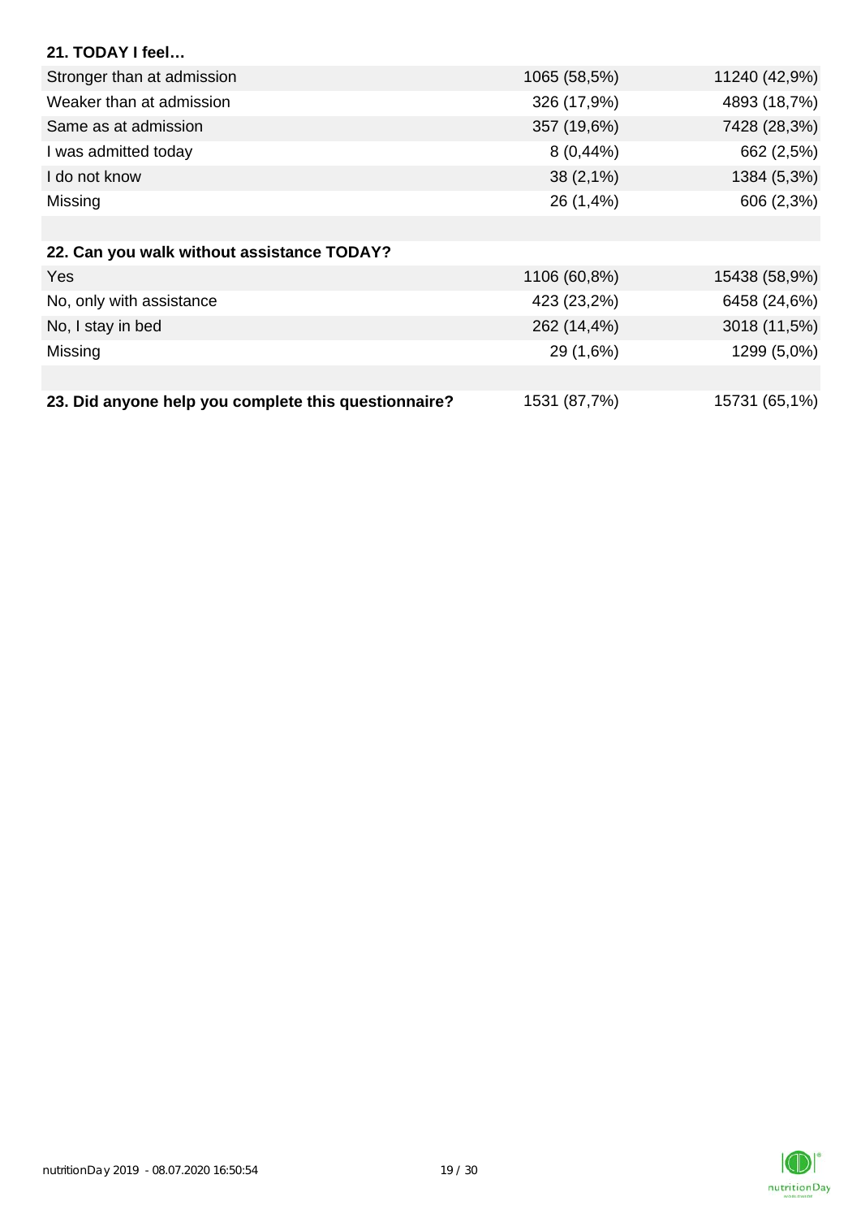| **21. TODAY I feel…** | | |
|---|---|---|
| Stronger than at admission | 1065 (58,5%) | 11240 (42,9%) |
| Weaker than at admission | 326 (17,9%) | 4893 (18,7%) |
| Same as at admission | 357 (19,6%) | 7428 (28,3%) |
| I was admitted today | 8 (0,44%) | 662 (2,5%) |
| I do not know | 38 (2,1%) | 1384 (5,3%) |
| Missing | 26 (1,4%) | 606 (2,3%) |

| **22. Can you walk without assistance TODAY?** | | |
|---|---|---|
| Yes | 1106 (60,8%) | 15438 (58,9%) |
| No, only with assistance | 423 (23,2%) | 6458 (24,6%) |
| No, I stay in bed | 262 (14,4%) | 3018 (11,5%) |
| Missing | 29 (1,6%) | 1299 (5,0%) |

| **23. Did anyone help you complete this questionnaire?** | 1531 (87,7%) | 15731 (65,1%) |
|---|---|---|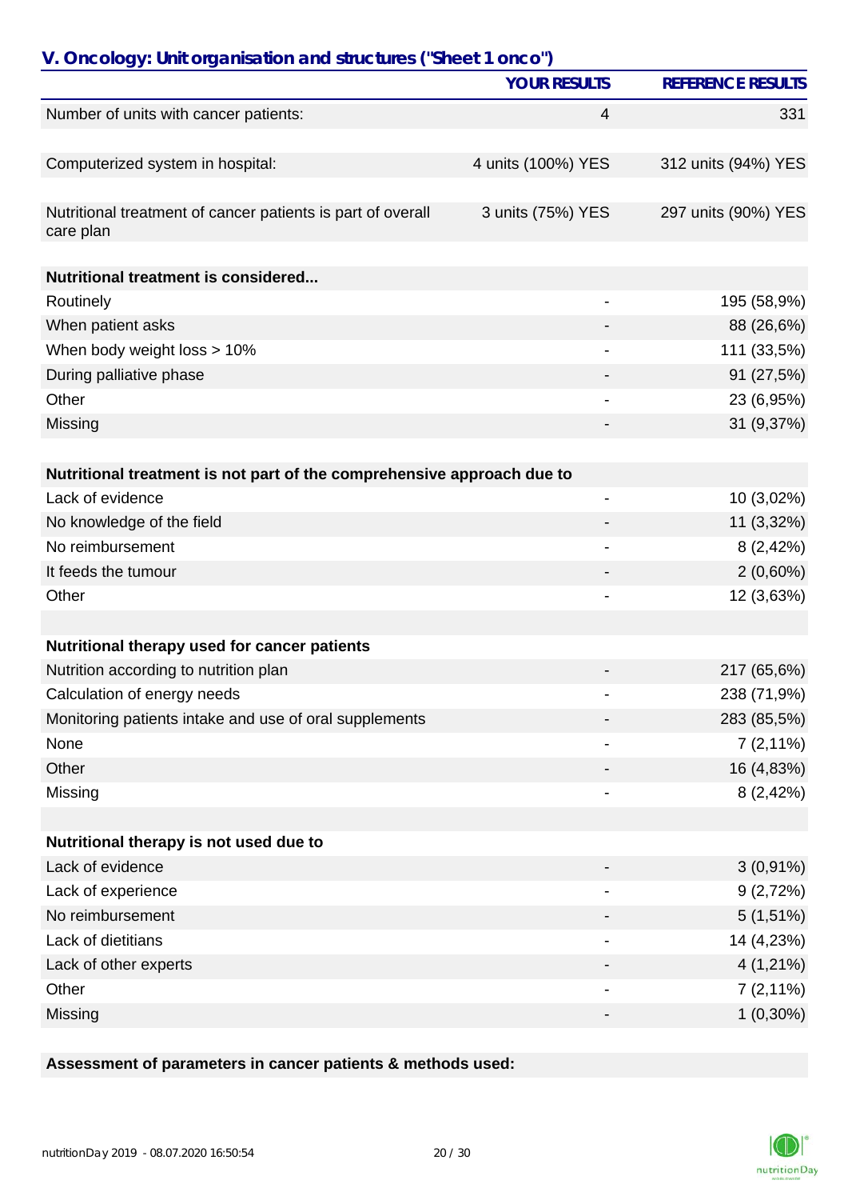## V. Oncology: Unit organisation and structures ("Sheet 1 onco")

| | YOUR RESULTS | REFERENCE RESULTS |
|---|---|---|
| Number of units with cancer patients: | 4 | 331 |
| | | |
| Computerized system in hospital: | 4 units (100%) YES | 312 units (94%) YES |
| | | |
| Nutritional treatment of cancer patients is part of overall care plan | 3 units (75%) YES | 297 units (90%) YES |
| | | |
| **Nutritional treatment is considered...** | | |
| Routinely | - | 195 (58,9%) |
| When patient asks | - | 88 (26,6%) |
| When body weight loss > 10% | - | 111 (33,5%) |
| During palliative phase | - | 91 (27,5%) |
| Other | - | 23 (6,95%) |
| Missing | - | 31 (9,37%) |
| | | |
| **Nutritional treatment is not part of the comprehensive approach due to** | | |
| Lack of evidence | - | 10 (3,02%) |
| No knowledge of the field | - | 11 (3,32%) |
| No reimbursement | - | 8 (2,42%) |
| It feeds the tumour | - | 2 (0,60%) |
| Other | - | 12 (3,63%) |
| | | |
| **Nutritional therapy used for cancer patients** | | |
| Nutrition according to nutrition plan | - | 217 (65,6%) |
| Calculation of energy needs | - | 238 (71,9%) |
| Monitoring patients intake and use of oral supplements | - | 283 (85,5%) |
| None | - | 7 (2,11%) |
| Other | - | 16 (4,83%) |
| Missing | - | 8 (2,42%) |
| | | |
| **Nutritional therapy is not used due to** | | |
| Lack of evidence | - | 3 (0,91%) |
| Lack of experience | - | 9 (2,72%) |
| No reimbursement | - | 5 (1,51%) |
| Lack of dietitians | - | 14 (4,23%) |
| Lack of other experts | - | 4 (1,21%) |
| Other | - | 7 (2,11%) |
| Missing | - | 1 (0,30%) |

**Assessment of parameters in cancer patients & methods used:**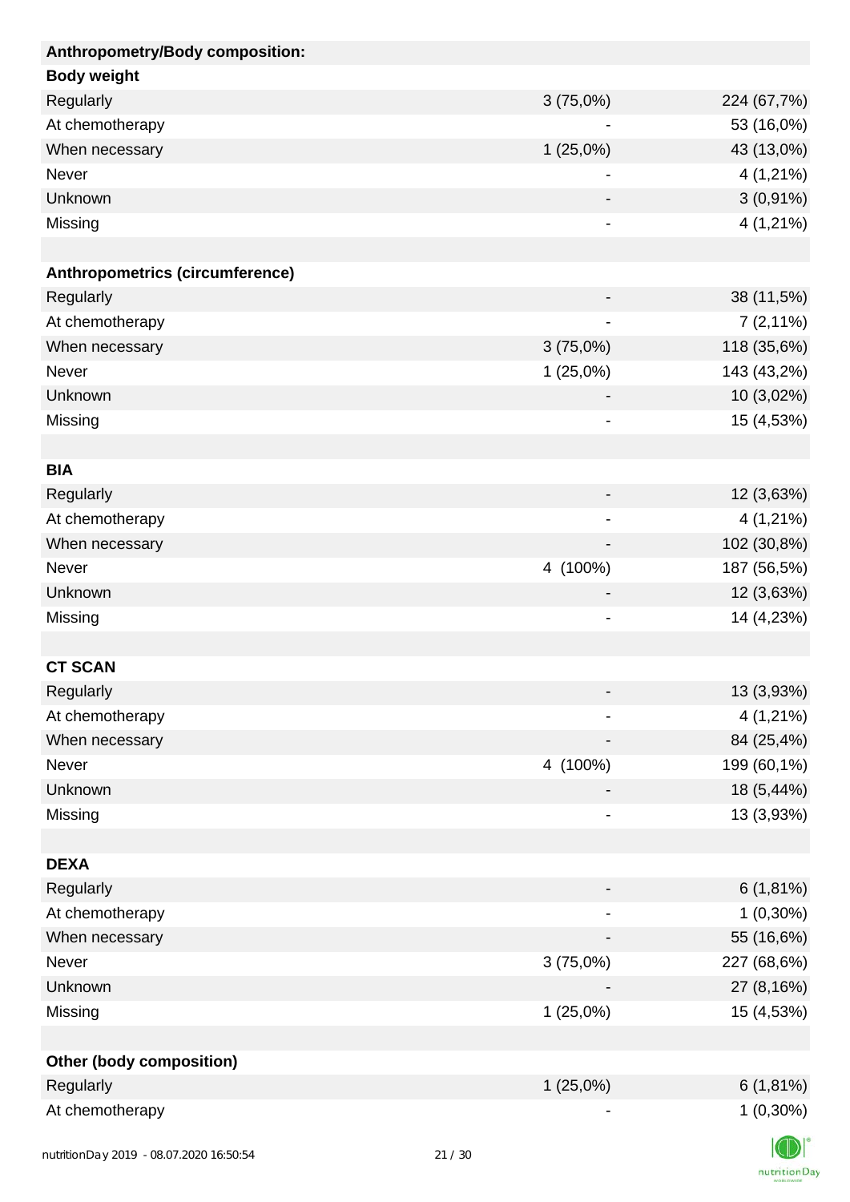| Anthropometry/Body composition: | | |
|---|---|---|
| **Body weight** | | |
| Regularly | 3 (75,0%) | 224 (67,7%) |
| At chemotherapy | - | 53 (16,0%) |
| When necessary | 1 (25,0%) | 43 (13,0%) |
| Never | - | 4 (1,21%) |
| Unknown | - | 3 (0,91%) |
| Missing | - | 4 (1,21%) |
| | | |
| **Anthropometrics (circumference)** | | |
| Regularly | - | 38 (11,5%) |
| At chemotherapy | - | 7 (2,11%) |
| When necessary | 3 (75,0%) | 118 (35,6%) |
| Never | 1 (25,0%) | 143 (43,2%) |
| Unknown | - | 10 (3,02%) |
| Missing | - | 15 (4,53%) |
| | | |
| **BIA** | | |
| Regularly | - | 12 (3,63%) |
| At chemotherapy | - | 4 (1,21%) |
| When necessary | - | 102 (30,8%) |
| Never | 4 (100%) | 187 (56,5%) |
| Unknown | - | 12 (3,63%) |
| Missing | - | 14 (4,23%) |
| | | |
| **CT SCAN** | | |
| Regularly | - | 13 (3,93%) |
| At chemotherapy | - | 4 (1,21%) |
| When necessary | - | 84 (25,4%) |
| Never | 4 (100%) | 199 (60,1%) |
| Unknown | - | 18 (5,44%) |
| Missing | - | 13 (3,93%) |
| | | |
| **DEXA** | | |
| Regularly | - | 6 (1,81%) |
| At chemotherapy | - | 1 (0,30%) |
| When necessary | - | 55 (16,6%) |
| Never | 3 (75,0%) | 227 (68,6%) |
| Unknown | - | 27 (8,16%) |
| Missing | 1 (25,0%) | 15 (4,53%) |
| | | |
| **Other (body composition)** | | |
| Regularly | 1 (25,0%) | 6 (1,81%) |
| At chemotherapy | - | 1 (0,30%) |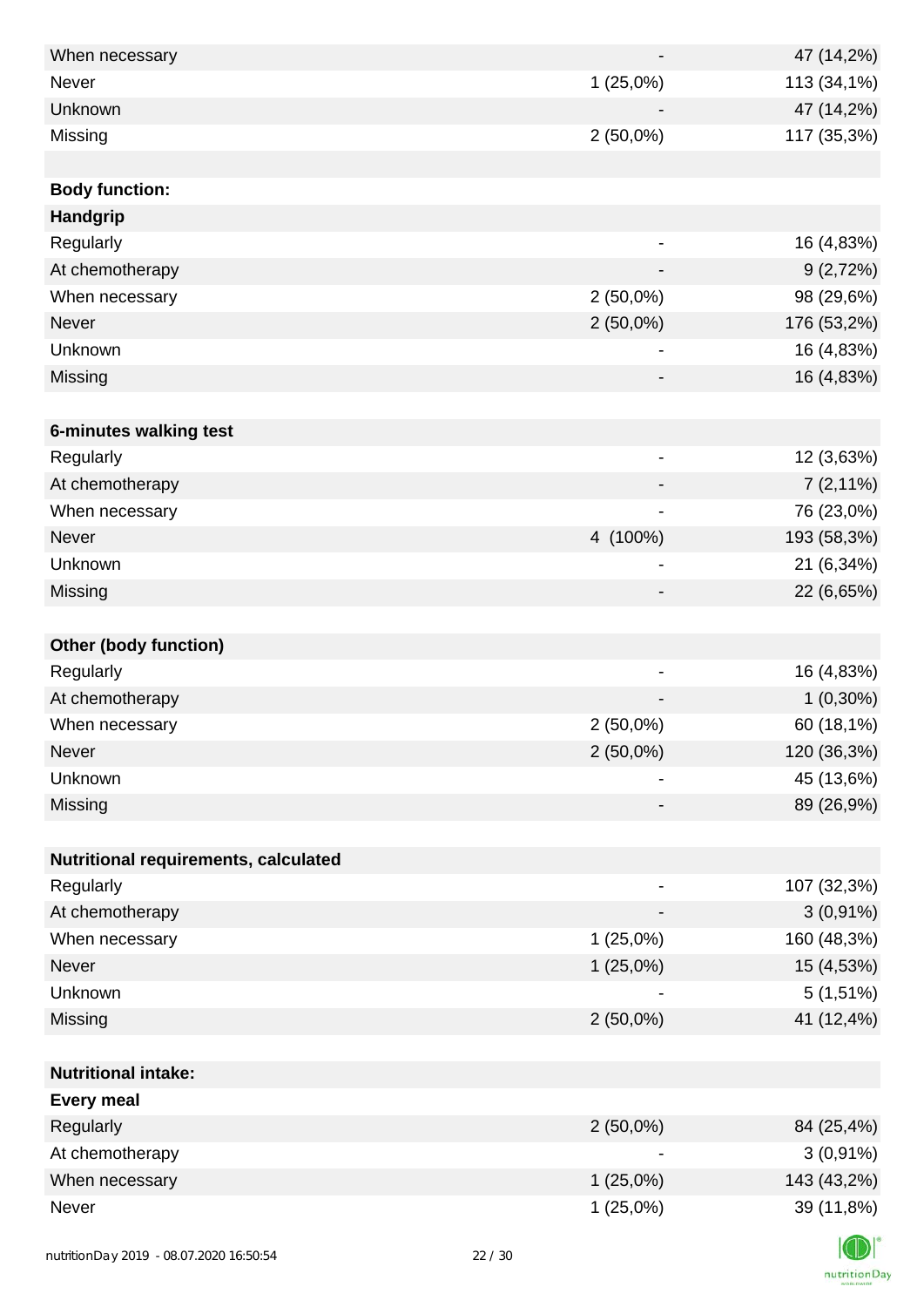| | | |
|---|---|---|
| When necessary | - | 47 (14,2%) |
| Never | 1 (25,0%) | 113 (34,1%) |
| Unknown | - | 47 (14,2%) |
| Missing | 2 (50,0%) | 117 (35,3%) |
| | | |
| **Body function:** | | |
| **Handgrip** | | |
| Regularly | - | 16 (4,83%) |
| At chemotherapy | - | 9 (2,72%) |
| When necessary | 2 (50,0%) | 98 (29,6%) |
| Never | 2 (50,0%) | 176 (53,2%) |
| Unknown | - | 16 (4,83%) |
| Missing | - | 16 (4,83%) |
| | | |
| **6-minutes walking test** | | |
| Regularly | - | 12 (3,63%) |
| At chemotherapy | - | 7 (2,11%) |
| When necessary | - | 76 (23,0%) |
| Never | 4 (100%) | 193 (58,3%) |
| Unknown | - | 21 (6,34%) |
| Missing | - | 22 (6,65%) |
| | | |
| **Other (body function)** | | |
| Regularly | - | 16 (4,83%) |
| At chemotherapy | - | 1 (0,30%) |
| When necessary | 2 (50,0%) | 60 (18,1%) |
| Never | 2 (50,0%) | 120 (36,3%) |
| Unknown | - | 45 (13,6%) |
| Missing | - | 89 (26,9%) |
| | | |
| **Nutritional requirements, calculated** | | |
| Regularly | - | 107 (32,3%) |
| At chemotherapy | - | 3 (0,91%) |
| When necessary | 1 (25,0%) | 160 (48,3%) |
| Never | 1 (25,0%) | 15 (4,53%) |
| Unknown | - | 5 (1,51%) |
| Missing | 2 (50,0%) | 41 (12,4%) |
| | | |
| **Nutritional intake:** | | |
| **Every meal** | | |
| Regularly | 2 (50,0%) | 84 (25,4%) |
| At chemotherapy | - | 3 (0,91%) |
| When necessary | 1 (25,0%) | 143 (43,2%) |
| Never | 1 (25,0%) | 39 (11,8%) |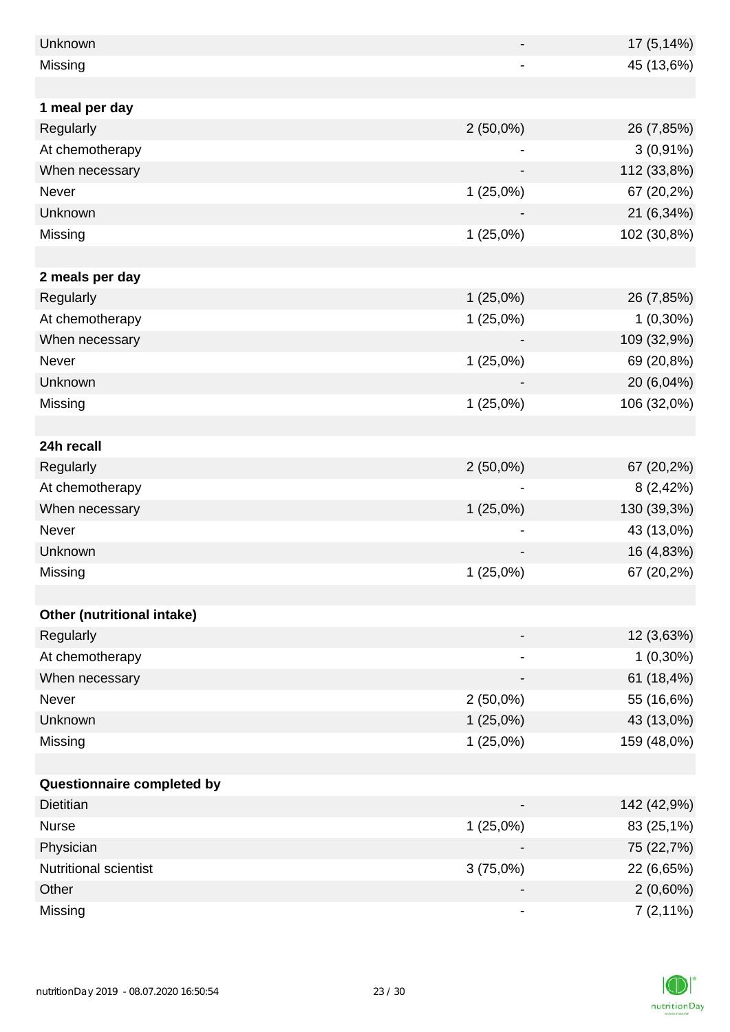| | | |
|---|---|---|
| Unknown | - | 17 (5,14%) |
| Missing | - | 45 (13,6%) |
| | | |
| **1 meal per day** | | |
| Regularly | 2 (50,0%) | 26 (7,85%) |
| At chemotherapy | - | 3 (0,91%) |
| When necessary | - | 112 (33,8%) |
| Never | 1 (25,0%) | 67 (20,2%) |
| Unknown | - | 21 (6,34%) |
| Missing | 1 (25,0%) | 102 (30,8%) |
| | | |
| **2 meals per day** | | |
| Regularly | 1 (25,0%) | 26 (7,85%) |
| At chemotherapy | 1 (25,0%) | 1 (0,30%) |
| When necessary | - | 109 (32,9%) |
| Never | 1 (25,0%) | 69 (20,8%) |
| Unknown | - | 20 (6,04%) |
| Missing | 1 (25,0%) | 106 (32,0%) |
| | | |
| **24h recall** | | |
| Regularly | 2 (50,0%) | 67 (20,2%) |
| At chemotherapy | - | 8 (2,42%) |
| When necessary | 1 (25,0%) | 130 (39,3%) |
| Never | - | 43 (13,0%) |
| Unknown | - | 16 (4,83%) |
| Missing | 1 (25,0%) | 67 (20,2%) |
| | | |
| **Other (nutritional intake)** | | |
| Regularly | - | 12 (3,63%) |
| At chemotherapy | - | 1 (0,30%) |
| When necessary | - | 61 (18,4%) |
| Never | 2 (50,0%) | 55 (16,6%) |
| Unknown | 1 (25,0%) | 43 (13,0%) |
| Missing | 1 (25,0%) | 159 (48,0%) |
| | | |
| **Questionnaire completed by** | | |
| Dietitian | - | 142 (42,9%) |
| Nurse | 1 (25,0%) | 83 (25,1%) |
| Physician | - | 75 (22,7%) |
| Nutritional scientist | 3 (75,0%) | 22 (6,65%) |
| Other | - | 2 (0,60%) |
| Missing | - | 7 (2,11%) |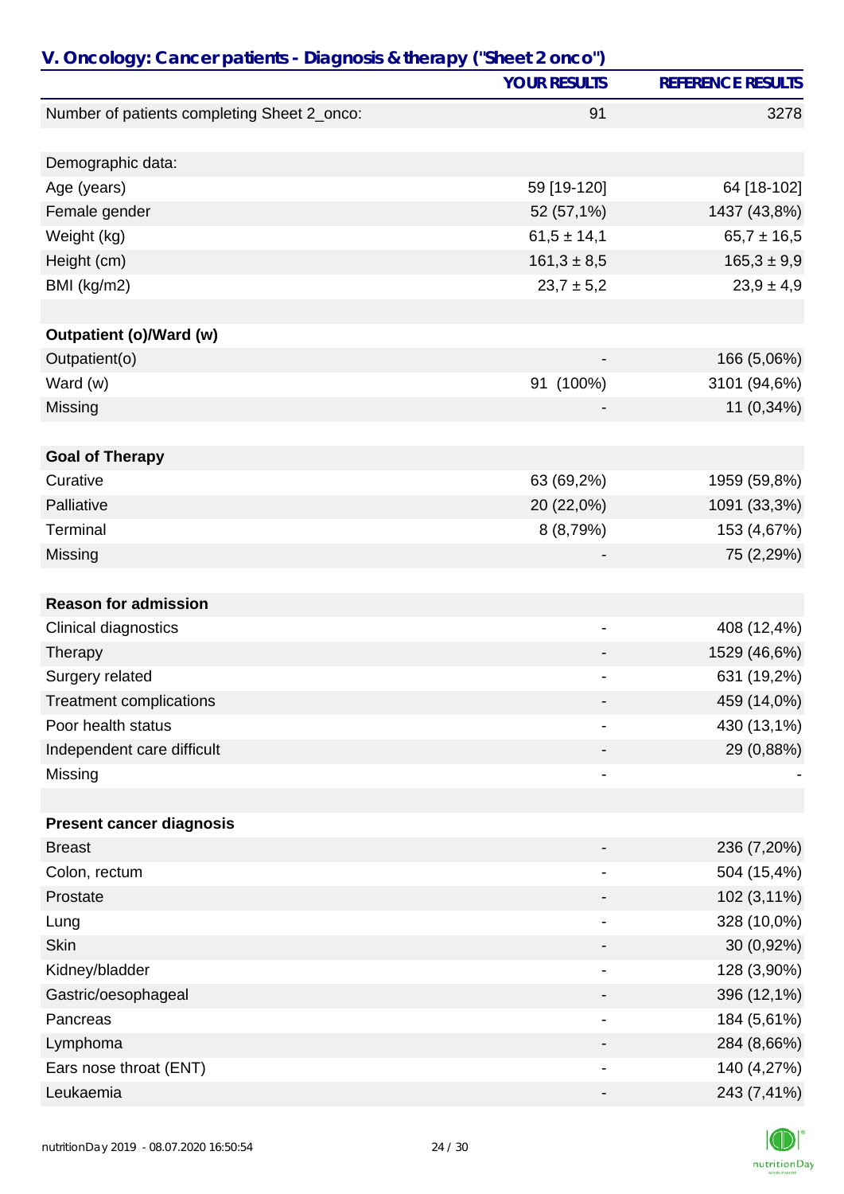## V. Oncology: Cancer patients - Diagnosis & therapy ("Sheet 2 onco")

| | YOUR RESULTS | REFERENCE RESULTS |
|---|---|---|
| Number of patients completing Sheet 2_onco: | 91 | 3278 |
| | | |
| Demographic data: | | |
| Age (years) | 59 [19-120] | 64 [18-102] |
| Female gender | 52 (57,1%) | 1437 (43,8%) |
| Weight (kg) | 61,5 ± 14,1 | 65,7 ± 16,5 |
| Height (cm) | 161,3 ± 8,5 | 165,3 ± 9,9 |
| BMI (kg/m2) | 23,7 ± 5,2 | 23,9 ± 4,9 |
| | | |
| **Outpatient (o)/Ward (w)** | | |
| Outpatient(o) | - | 166 (5,06%) |
| Ward (w) | 91 (100%) | 3101 (94,6%) |
| Missing | - | 11 (0,34%) |
| | | |
| **Goal of Therapy** | | |
| Curative | 63 (69,2%) | 1959 (59,8%) |
| Palliative | 20 (22,0%) | 1091 (33,3%) |
| Terminal | 8 (8,79%) | 153 (4,67%) |
| Missing | - | 75 (2,29%) |
| | | |
| **Reason for admission** | | |
| Clinical diagnostics | - | 408 (12,4%) |
| Therapy | - | 1529 (46,6%) |
| Surgery related | - | 631 (19,2%) |
| Treatment complications | - | 459 (14,0%) |
| Poor health status | - | 430 (13,1%) |
| Independent care difficult | - | 29 (0,88%) |
| Missing | - | - |
| | | |
| **Present cancer diagnosis** | | |
| Breast | - | 236 (7,20%) |
| Colon, rectum | - | 504 (15,4%) |
| Prostate | - | 102 (3,11%) |
| Lung | - | 328 (10,0%) |
| Skin | - | 30 (0,92%) |
| Kidney/bladder | - | 128 (3,90%) |
| Gastric/oesophageal | - | 396 (12,1%) |
| Pancreas | - | 184 (5,61%) |
| Lymphoma | - | 284 (8,66%) |
| Ears nose throat (ENT) | - | 140 (4,27%) |
| Leukaemia | - | 243 (7,41%) |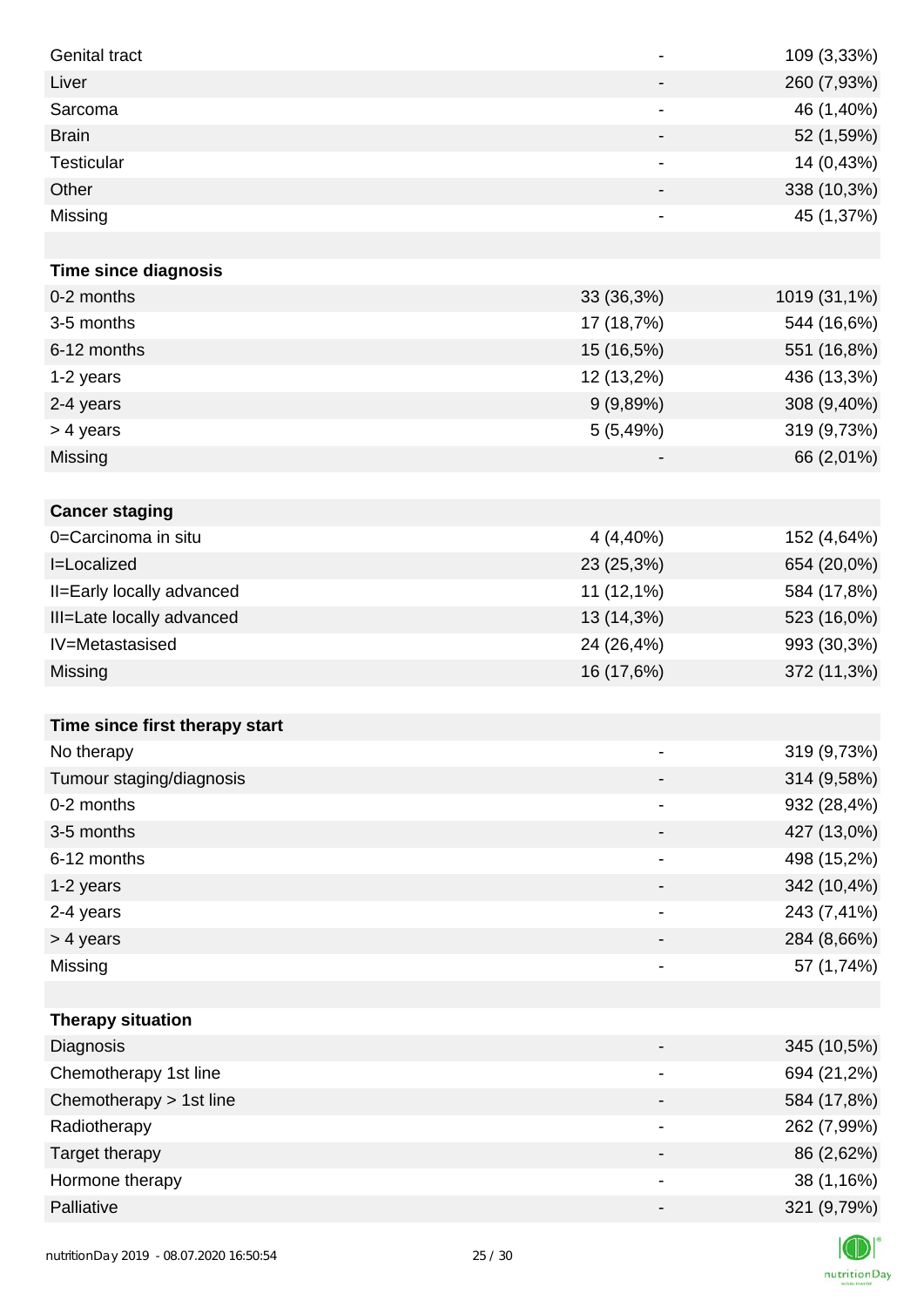| | | |
|---|---|---|
| Genital tract | - | 109 (3,33%) |
| Liver | - | 260 (7,93%) |
| Sarcoma | - | 46 (1,40%) |
| Brain | - | 52 (1,59%) |
| Testicular | - | 14 (0,43%) |
| Other | - | 338 (10,3%) |
| Missing | - | 45 (1,37%) |
| | | |
| **Time since diagnosis** | | |
| 0-2 months | 33 (36,3%) | 1019 (31,1%) |
| 3-5 months | 17 (18,7%) | 544 (16,6%) |
| 6-12 months | 15 (16,5%) | 551 (16,8%) |
| 1-2 years | 12 (13,2%) | 436 (13,3%) |
| 2-4 years | 9 (9,89%) | 308 (9,40%) |
| > 4 years | 5 (5,49%) | 319 (9,73%) |
| Missing | - | 66 (2,01%) |
| | | |
| **Cancer staging** | | |
| 0=Carcinoma in situ | 4 (4,40%) | 152 (4,64%) |
| I=Localized | 23 (25,3%) | 654 (20,0%) |
| II=Early locally advanced | 11 (12,1%) | 584 (17,8%) |
| III=Late locally advanced | 13 (14,3%) | 523 (16,0%) |
| IV=Metastasised | 24 (26,4%) | 993 (30,3%) |
| Missing | 16 (17,6%) | 372 (11,3%) |
| | | |
| **Time since first therapy start** | | |
| No therapy | - | 319 (9,73%) |
| Tumour staging/diagnosis | - | 314 (9,58%) |
| 0-2 months | - | 932 (28,4%) |
| 3-5 months | - | 427 (13,0%) |
| 6-12 months | - | 498 (15,2%) |
| 1-2 years | - | 342 (10,4%) |
| 2-4 years | - | 243 (7,41%) |
| > 4 years | - | 284 (8,66%) |
| Missing | - | 57 (1,74%) |
| | | |
| **Therapy situation** | | |
| Diagnosis | - | 345 (10,5%) |
| Chemotherapy 1st line | - | 694 (21,2%) |
| Chemotherapy > 1st line | - | 584 (17,8%) |
| Radiotherapy | - | 262 (7,99%) |
| Target therapy | - | 86 (2,62%) |
| Hormone therapy | - | 38 (1,16%) |
| Palliative | - | 321 (9,79%) |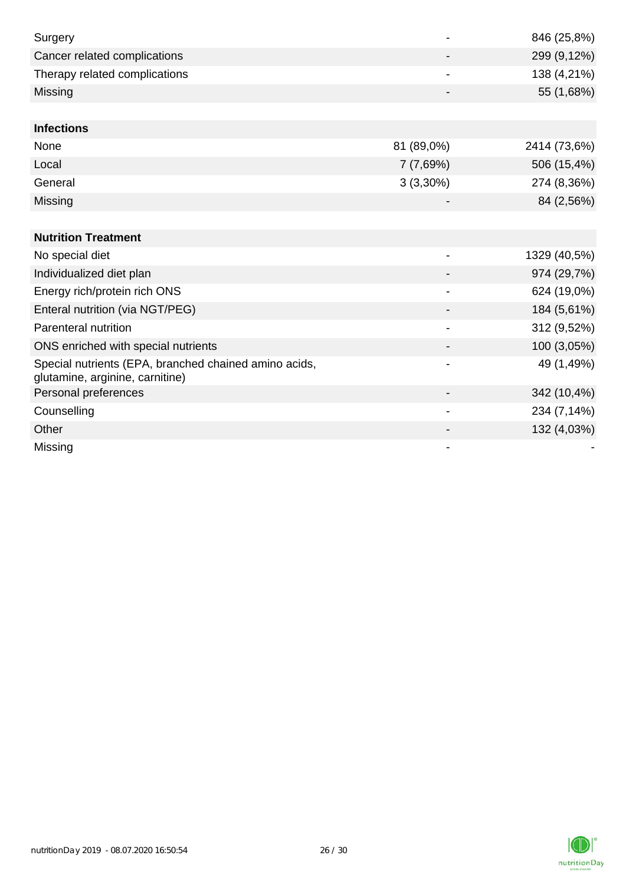| | | |
|---|---|---|
| Surgery | - | 846 (25,8%) |
| Cancer related complications | - | 299 (9,12%) |
| Therapy related complications | - | 138 (4,21%) |
| Missing | - | 55 (1,68%) |

| **Infections** | | |
|---|---|---|
| None | 81 (89,0%) | 2414 (73,6%) |
| Local | 7 (7,69%) | 506 (15,4%) |
| General | 3 (3,30%) | 274 (8,36%) |
| Missing | - | 84 (2,56%) |

| **Nutrition Treatment** | | |
|---|---|---|
| No special diet | - | 1329 (40,5%) |
| Individualized diet plan | - | 974 (29,7%) |
| Energy rich/protein rich ONS | - | 624 (19,0%) |
| Enteral nutrition (via NGT/PEG) | - | 184 (5,61%) |
| Parenteral nutrition | - | 312 (9,52%) |
| ONS enriched with special nutrients | - | 100 (3,05%) |
| Special nutrients (EPA, branched chained amino acids, glutamine, arginine, carnitine) | - | 49 (1,49%) |
| Personal preferences | - | 342 (10,4%) |
| Counselling | - | 234 (7,14%) |
| Other | - | 132 (4,03%) |
| Missing | - | - |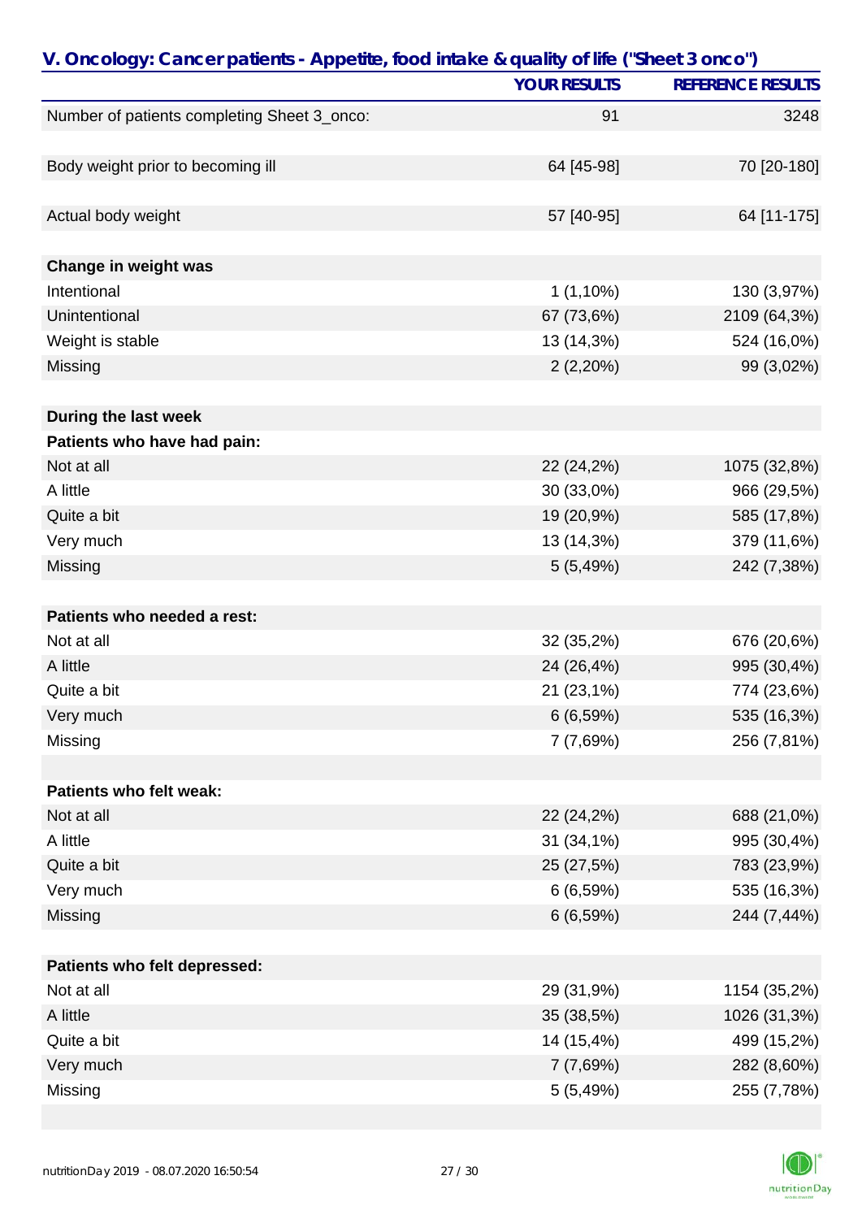## V. Oncology: Cancer patients - Appetite, food intake & quality of life ("Sheet 3 onco")

| | YOUR RESULTS | REFERENCE RESULTS |
|---|---|---|
| Number of patients completing Sheet 3_onco: | 91 | 3248 |
| | | |
| Body weight prior to becoming ill | 64 [45-98] | 70 [20-180] |
| | | |
| Actual body weight | 57 [40-95] | 64 [11-175] |
| | | |
| **Change in weight was** | | |
| Intentional | 1 (1,10%) | 130 (3,97%) |
| Unintentional | 67 (73,6%) | 2109 (64,3%) |
| Weight is stable | 13 (14,3%) | 524 (16,0%) |
| Missing | 2 (2,20%) | 99 (3,02%) |
| | | |
| **During the last week** | | |
| **Patients who have had pain:** | | |
| Not at all | 22 (24,2%) | 1075 (32,8%) |
| A little | 30 (33,0%) | 966 (29,5%) |
| Quite a bit | 19 (20,9%) | 585 (17,8%) |
| Very much | 13 (14,3%) | 379 (11,6%) |
| Missing | 5 (5,49%) | 242 (7,38%) |
| | | |
| **Patients who needed a rest:** | | |
| Not at all | 32 (35,2%) | 676 (20,6%) |
| A little | 24 (26,4%) | 995 (30,4%) |
| Quite a bit | 21 (23,1%) | 774 (23,6%) |
| Very much | 6 (6,59%) | 535 (16,3%) |
| Missing | 7 (7,69%) | 256 (7,81%) |
| | | |
| **Patients who felt weak:** | | |
| Not at all | 22 (24,2%) | 688 (21,0%) |
| A little | 31 (34,1%) | 995 (30,4%) |
| Quite a bit | 25 (27,5%) | 783 (23,9%) |
| Very much | 6 (6,59%) | 535 (16,3%) |
| Missing | 6 (6,59%) | 244 (7,44%) |
| | | |
| **Patients who felt depressed:** | | |
| Not at all | 29 (31,9%) | 1154 (35,2%) |
| A little | 35 (38,5%) | 1026 (31,3%) |
| Quite a bit | 14 (15,4%) | 499 (15,2%) |
| Very much | 7 (7,69%) | 282 (8,60%) |
| Missing | 5 (5,49%) | 255 (7,78%) |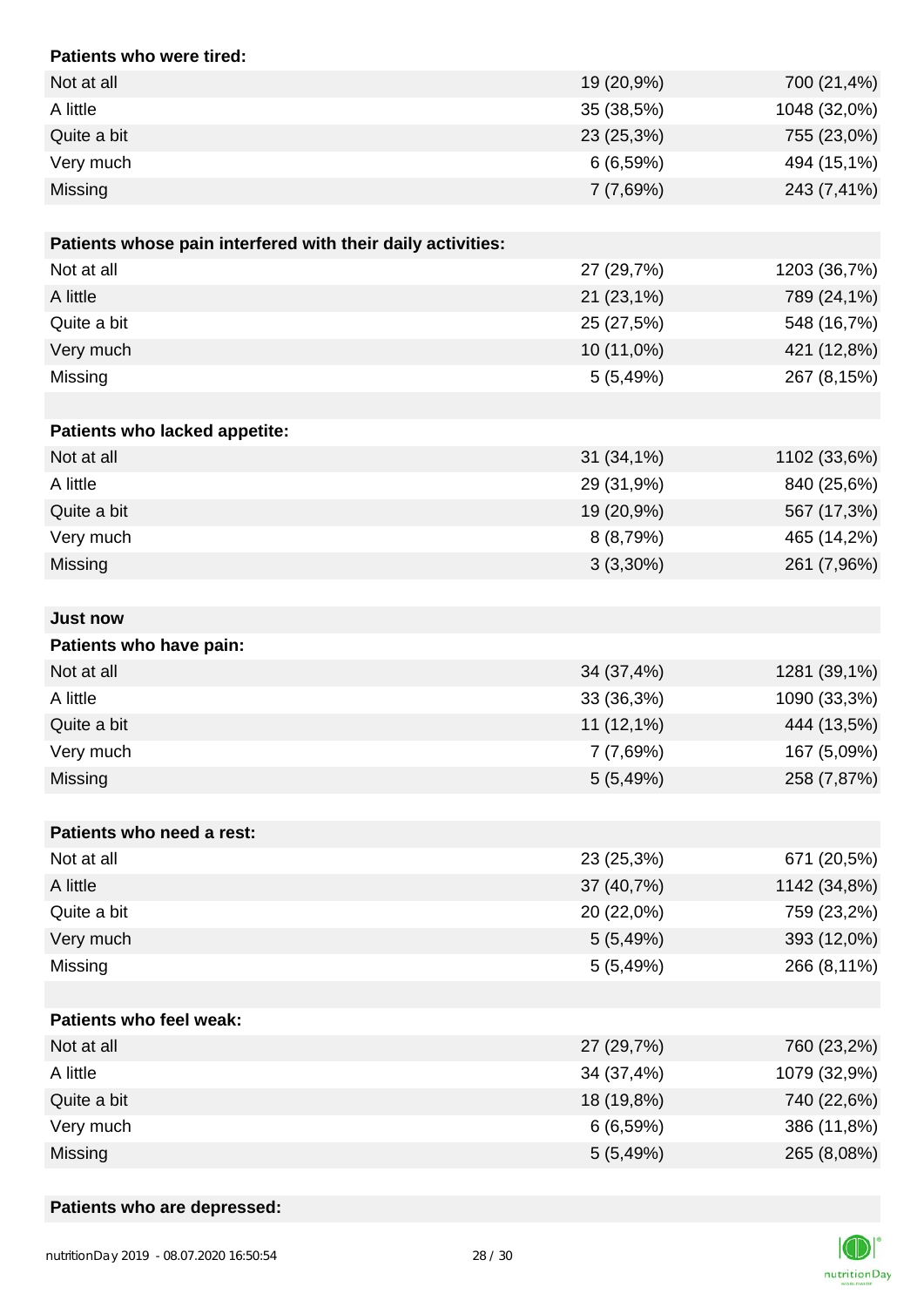| Patients who were tired: | | |
|---|---|---|
| Not at all | 19 (20,9%) | 700 (21,4%) |
| A little | 35 (38,5%) | 1048 (32,0%) |
| Quite a bit | 23 (25,3%) | 755 (23,0%) |
| Very much | 6 (6,59%) | 494 (15,1%) |
| Missing | 7 (7,69%) | 243 (7,41%) |

| Patients whose pain interfered with their daily activities: | | |
|---|---|---|
| Not at all | 27 (29,7%) | 1203 (36,7%) |
| A little | 21 (23,1%) | 789 (24,1%) |
| Quite a bit | 25 (27,5%) | 548 (16,7%) |
| Very much | 10 (11,0%) | 421 (12,8%) |
| Missing | 5 (5,49%) | 267 (8,15%) |

| Patients who lacked appetite: | | |
|---|---|---|
| Not at all | 31 (34,1%) | 1102 (33,6%) |
| A little | 29 (31,9%) | 840 (25,6%) |
| Quite a bit | 19 (20,9%) | 567 (17,3%) |
| Very much | 8 (8,79%) | 465 (14,2%) |
| Missing | 3 (3,30%) | 261 (7,96%) |

**Just now**

| Patients who have pain: | | |
|---|---|---|
| Not at all | 34 (37,4%) | 1281 (39,1%) |
| A little | 33 (36,3%) | 1090 (33,3%) |
| Quite a bit | 11 (12,1%) | 444 (13,5%) |
| Very much | 7 (7,69%) | 167 (5,09%) |
| Missing | 5 (5,49%) | 258 (7,87%) |

| Patients who need a rest: | | |
|---|---|---|
| Not at all | 23 (25,3%) | 671 (20,5%) |
| A little | 37 (40,7%) | 1142 (34,8%) |
| Quite a bit | 20 (22,0%) | 759 (23,2%) |
| Very much | 5 (5,49%) | 393 (12,0%) |
| Missing | 5 (5,49%) | 266 (8,11%) |

| Patients who feel weak: | | |
|---|---|---|
| Not at all | 27 (29,7%) | 760 (23,2%) |
| A little | 34 (37,4%) | 1079 (32,9%) |
| Quite a bit | 18 (19,8%) | 740 (22,6%) |
| Very much | 6 (6,59%) | 386 (11,8%) |
| Missing | 5 (5,49%) | 265 (8,08%) |

**Patients who are depressed:**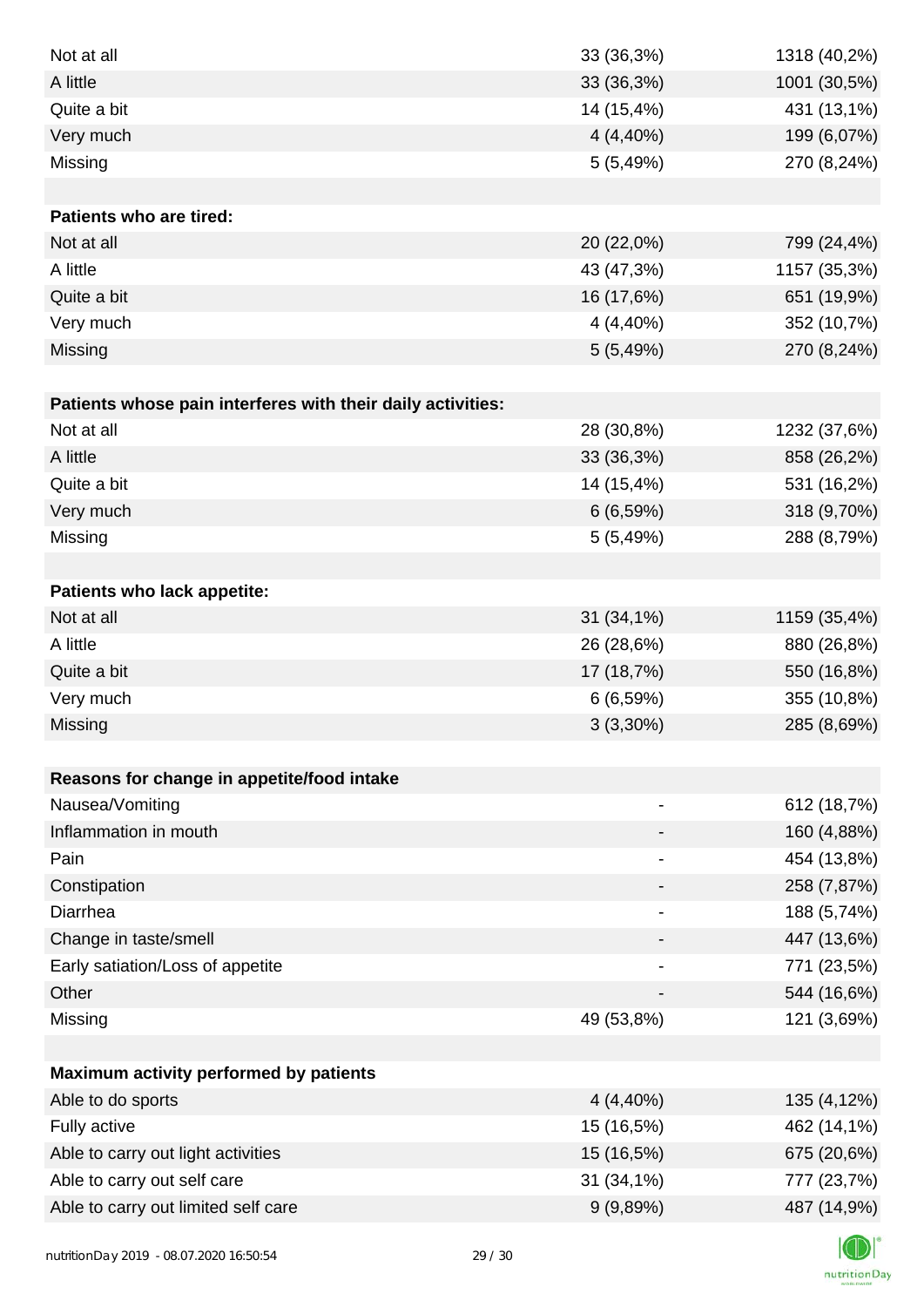| | | |
|---|---|---|
| Not at all | 33 (36,3%) | 1318 (40,2%) |
| A little | 33 (36,3%) | 1001 (30,5%) |
| Quite a bit | 14 (15,4%) | 431 (13,1%) |
| Very much | 4 (4,40%) | 199 (6,07%) |
| Missing | 5 (5,49%) | 270 (8,24%) |
| | | |
| **Patients who are tired:** | | |
| Not at all | 20 (22,0%) | 799 (24,4%) |
| A little | 43 (47,3%) | 1157 (35,3%) |
| Quite a bit | 16 (17,6%) | 651 (19,9%) |
| Very much | 4 (4,40%) | 352 (10,7%) |
| Missing | 5 (5,49%) | 270 (8,24%) |
| | | |
| **Patients whose pain interferes with their daily activities:** | | |
| Not at all | 28 (30,8%) | 1232 (37,6%) |
| A little | 33 (36,3%) | 858 (26,2%) |
| Quite a bit | 14 (15,4%) | 531 (16,2%) |
| Very much | 6 (6,59%) | 318 (9,70%) |
| Missing | 5 (5,49%) | 288 (8,79%) |
| | | |
| **Patients who lack appetite:** | | |
| Not at all | 31 (34,1%) | 1159 (35,4%) |
| A little | 26 (28,6%) | 880 (26,8%) |
| Quite a bit | 17 (18,7%) | 550 (16,8%) |
| Very much | 6 (6,59%) | 355 (10,8%) |
| Missing | 3 (3,30%) | 285 (8,69%) |
| | | |
| **Reasons for change in appetite/food intake** | | |
| Nausea/Vomiting | - | 612 (18,7%) |
| Inflammation in mouth | - | 160 (4,88%) |
| Pain | - | 454 (13,8%) |
| Constipation | - | 258 (7,87%) |
| Diarrhea | - | 188 (5,74%) |
| Change in taste/smell | - | 447 (13,6%) |
| Early satiation/Loss of appetite | - | 771 (23,5%) |
| Other | - | 544 (16,6%) |
| Missing | 49 (53,8%) | 121 (3,69%) |
| | | |
| **Maximum activity performed by patients** | | |
| Able to do sports | 4 (4,40%) | 135 (4,12%) |
| Fully active | 15 (16,5%) | 462 (14,1%) |
| Able to carry out light activities | 15 (16,5%) | 675 (20,6%) |
| Able to carry out self care | 31 (34,1%) | 777 (23,7%) |
| Able to carry out limited self care | 9 (9,89%) | 487 (14,9%) |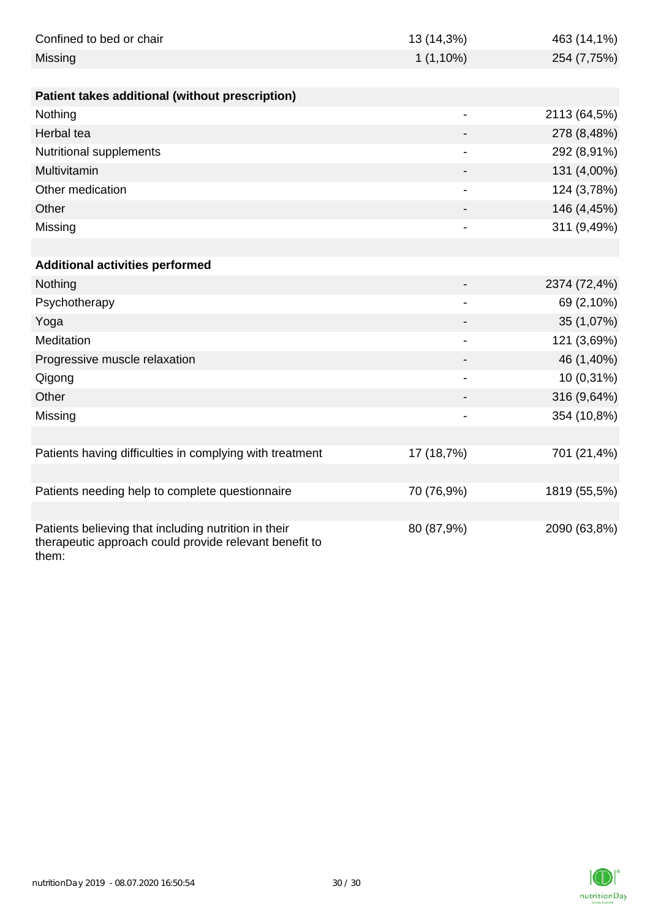| | | |
|---|---|---|
| Confined to bed or chair | 13 (14,3%) | 463 (14,1%) |
| Missing | 1 (1,10%) | 254 (7,75%) |
| | | |
| **Patient takes additional (without prescription)** | | |
| Nothing | - | 2113 (64,5%) |
| Herbal tea | - | 278 (8,48%) |
| Nutritional supplements | - | 292 (8,91%) |
| Multivitamin | - | 131 (4,00%) |
| Other medication | - | 124 (3,78%) |
| Other | - | 146 (4,45%) |
| Missing | - | 311 (9,49%) |
| | | |
| **Additional activities performed** | | |
| Nothing | - | 2374 (72,4%) |
| Psychotherapy | - | 69 (2,10%) |
| Yoga | - | 35 (1,07%) |
| Meditation | - | 121 (3,69%) |
| Progressive muscle relaxation | - | 46 (1,40%) |
| Qigong | - | 10 (0,31%) |
| Other | - | 316 (9,64%) |
| Missing | - | 354 (10,8%) |
| | | |
| Patients having difficulties in complying with treatment | 17 (18,7%) | 701 (21,4%) |
| | | |
| Patients needing help to complete questionnaire | 70 (76,9%) | 1819 (55,5%) |
| | | |
| Patients believing that including nutrition in their therapeutic approach could provide relevant benefit to them: | 80 (87,9%) | 2090 (63,8%) |